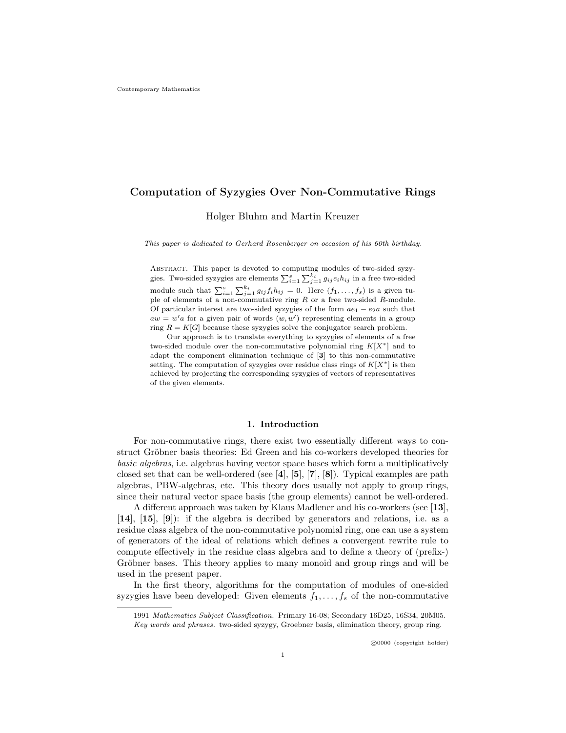Contemporary Mathematics

# Computation of Syzygies Over Non-Commutative Rings

Holger Bluhm and Martin Kreuzer

*This paper is dedicated to Gerhard Rosenberger on occasion of his 60th birthday.*

Abstract. This paper is devoted to computing modules of two-sided syzygies. Two-sided syzygies are elements $\sum_{i=1}^{s}\sum_{j=1}^{k_i} g_{ij}e_i h_{ij}$ in a free two-sided module such that $\sum_{i=1}^{s}\sum_{j=1}^{k_i} g_{ij}f_i h_{ij} = 0$. Here $(f_1,\dots,f_s)$ is a given tuple of elements of a non-commutative ring $R$ or a free two-sided $R$-module. Of particular interest are two-sided syzygies of the form $ae_1 - e_2a$ such that $aw = w'a$ for a given pair of words $(w, w')$ representing elements in a group ring $R = K[G]$ because these syzygies solve the conjugator search problem.

Our approach is to translate everything to syzygies of elements of a free two-sided module over the non-commutative polynomial ring $K[X^*]$ and to adapt the component elimination technique of [**3**] to this non-commutative setting. The computation of syzygies over residue class rings of $K[X^*]$ is then achieved by projecting the corresponding syzygies of vectors of representatives of the given elements.

## 1. Introduction

For non-commutative rings, there exist two essentially different ways to construct Gröbner basis theories: Ed Green and his co-workers developed theories for *basic algebras*, i.e. algebras having vector space bases which form a multiplicatively closed set that can be well-ordered (see [**4**], [**5**], [**7**], [**8**]). Typical examples are path algebras, PBW-algebras, etc. This theory does usually not apply to group rings, since their natural vector space basis (the group elements) cannot be well-ordered.

A different approach was taken by Klaus Madlener and his co-workers (see [**13**], [**14**], [**15**], [**9**]): if the algebra is decribed by generators and relations, i.e. as a residue class algebra of the non-commutative polynomial ring, one can use a system of generators of the ideal of relations which defines a convergent rewrite rule to compute effectively in the residue class algebra and to define a theory of (prefix-) Gröbner bases. This theory applies to many monoid and group rings and will be used in the present paper.

In the first theory, algorithms for the computation of modules of one-sided syzygies have been developed: Given elements $f_1,\dots,f_s$ of the non-commutative

1991 *Mathematics Subject Classification.* Primary 16-08; Secondary 16D25, 16S34, 20M05.

*Key words and phrases.* two-sided syzygy, Groebner basis, elimination theory, group ring.

©0000 (copyright holder)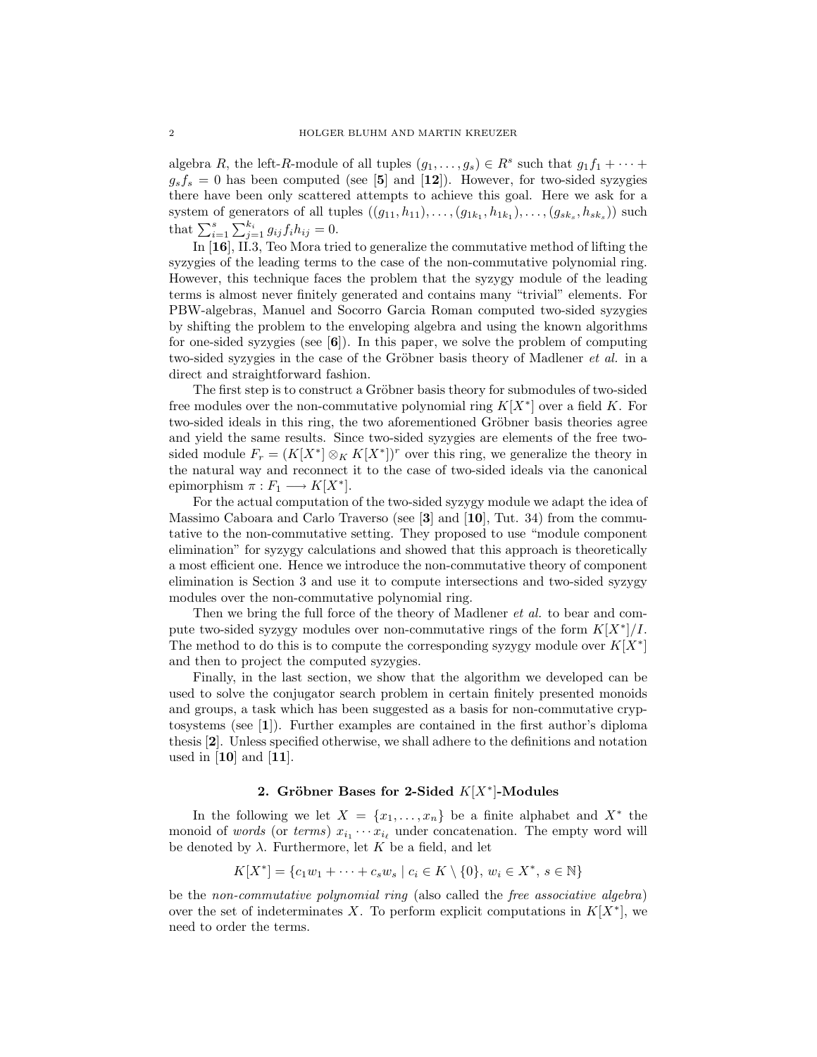algebra $R$, the left-$R$-module of all tuples $(g_1, \ldots, g_s) \in R^s$ such that $g_1 f_1 + \cdots + g_s f_s = 0$ has been computed (see [**5**] and [**12**]). However, for two-sided syzygies there have been only scattered attempts to achieve this goal. Here we ask for a system of generators of all tuples $((g_{11}, h_{11}), \ldots, (g_{1k_1}, h_{1k_1}), \ldots, (g_{sk_s}, h_{sk_s}))$ such that $\sum_{i=1}^{s} \sum_{j=1}^{k_i} g_{ij} f_i h_{ij} = 0$.

In [**16**], II.3, Teo Mora tried to generalize the commutative method of lifting the syzygies of the leading terms to the case of the non-commutative polynomial ring. However, this technique faces the problem that the syzygy module of the leading terms is almost never finitely generated and contains many "trivial" elements. For PBW-algebras, Manuel and Socorro Garcia Roman computed two-sided syzygies by shifting the problem to the enveloping algebra and using the known algorithms for one-sided syzygies (see [**6**]). In this paper, we solve the problem of computing two-sided syzygies in the case of the Gröbner basis theory of Madlener *et al.* in a direct and straightforward fashion.

The first step is to construct a Gröbner basis theory for submodules of two-sided free modules over the non-commutative polynomial ring $K[X^*]$ over a field $K$. For two-sided ideals in this ring, the two aforementioned Gröbner basis theories agree and yield the same results. Since two-sided syzygies are elements of the free two-sided module $F_r = (K[X^*] \otimes_K K[X^*])^r$ over this ring, we generalize the theory in the natural way and reconnect it to the case of two-sided ideals via the canonical epimorphism $\pi : F_1 \longrightarrow K[X^*]$.

For the actual computation of the two-sided syzygy module we adapt the idea of Massimo Caboara and Carlo Traverso (see [**3**] and [**10**], Tut. 34) from the commutative to the non-commutative setting. They proposed to use "module component elimination" for syzygy calculations and showed that this approach is theoretically a most efficient one. Hence we introduce the non-commutative theory of component elimination is Section 3 and use it to compute intersections and two-sided syzygy modules over the non-commutative polynomial ring.

Then we bring the full force of the theory of Madlener *et al.* to bear and compute two-sided syzygy modules over non-commutative rings of the form $K[X^*]/I$. The method to do this is to compute the corresponding syzygy module over $K[X^*]$ and then to project the computed syzygies.

Finally, in the last section, we show that the algorithm we developed can be used to solve the conjugator search problem in certain finitely presented monoids and groups, a task which has been suggested as a basis for non-commutative cryptosystems (see [**1**]). Further examples are contained in the first author's diploma thesis [**2**]. Unless specified otherwise, we shall adhere to the definitions and notation used in [**10**] and [**11**].

## 2. Gröbner Bases for 2-Sided $K[X^*]$-Modules

In the following we let $X = \{x_1, \ldots, x_n\}$ be a finite alphabet and $X^*$ the monoid of *words* (or *terms*) $x_{i_1} \cdots x_{i_\ell}$ under concatenation. The empty word will be denoted by $\lambda$. Furthermore, let $K$ be a field, and let

$$K[X^*] = \{c_1 w_1 + \cdots + c_s w_s \mid c_i \in K \setminus \{0\},\, w_i \in X^*,\, s \in \mathbb{N}\}$$

be the *non-commutative polynomial ring* (also called the *free associative algebra*) over the set of indeterminates $X$. To perform explicit computations in $K[X^*]$, we need to order the terms.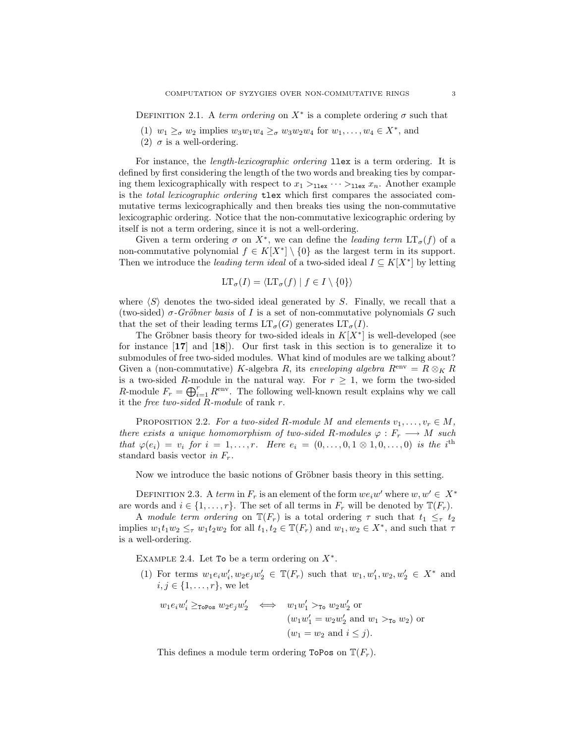Definition 2.1. A *term ordering* on $X^*$ is a complete ordering $\sigma$ such that

(1) $w_1 \geq_\sigma w_2$ implies $w_3 w_1 w_4 \geq_\sigma w_3 w_2 w_4$ for $w_1, \ldots, w_4 \in X^*$, and
(2) $\sigma$ is a well-ordering.

For instance, the *length-lexicographic ordering* `llex` is a term ordering. It is defined by first considering the length of the two words and breaking ties by comparing them lexicographically with respect to $x_1 >_{\texttt{llex}} \cdots >_{\texttt{llex}} x_n$. Another example is the *total lexicographic ordering* `tlex` which first compares the associated commutative terms lexicographically and then breaks ties using the non-commutative lexicographic ordering. Notice that the non-commutative lexicographic ordering by itself is not a term ordering, since it is not a well-ordering.

Given a term ordering $\sigma$ on $X^*$, we can define the *leading term* $\mathrm{LT}_\sigma(f)$ of a non-commutative polynomial $f \in K[X^*] \setminus \{0\}$ as the largest term in its support. Then we introduce the *leading term ideal* of a two-sided ideal $I \subseteq K[X^*]$ by letting

$$\mathrm{LT}_\sigma(I) = \langle \mathrm{LT}_\sigma(f) \mid f \in I \setminus \{0\} \rangle$$

where $\langle S \rangle$ denotes the two-sided ideal generated by $S$. Finally, we recall that a (two-sided) *$\sigma$-Gröbner basis* of $I$ is a set of non-commutative polynomials $G$ such that the set of their leading terms $\mathrm{LT}_\sigma(G)$ generates $\mathrm{LT}_\sigma(I)$.

The Gröbner basis theory for two-sided ideals in $K[X^*]$ is well-developed (see for instance [**17**] and [**18**]). Our first task in this section is to generalize it to submodules of free two-sided modules. What kind of modules are we talking about? Given a (non-commutative) $K$-algebra $R$, its *enveloping algebra* $R^{\mathrm{env}} = R \otimes_K R$ is a two-sided $R$-module in the natural way. For $r \geq 1$, we form the two-sided $R$-module $F_r = \bigoplus_{i=1}^r R^{\mathrm{env}}$. The following well-known result explains why we call it the *free two-sided $R$-module* of rank $r$.

Proposition 2.2. *For a two-sided $R$-module $M$ and elements $v_1, \ldots, v_r \in M$, there exists a unique homomorphism of two-sided $R$-modules $\varphi : F_r \longrightarrow M$ such that $\varphi(e_i) = v_i$ for $i = 1, \ldots, r$. Here $e_i = (0, \ldots, 0, 1 \otimes 1, 0, \ldots, 0)$ is the $i^{\text{th}}$* standard basis vector *in $F_r$.*

Now we introduce the basic notions of Gröbner basis theory in this setting.

Definition 2.3. A *term* in $F_r$ is an element of the form $w e_i w'$ where $w, w' \in X^*$ are words and $i \in \{1, \ldots, r\}$. The set of all terms in $F_r$ will be denoted by $\mathbb{T}(F_r)$.

A *module term ordering* on $\mathbb{T}(F_r)$ is a total ordering $\tau$ such that $t_1 \leq_\tau t_2$ implies $w_1 t_1 w_2 \leq_\tau w_1 t_2 w_2$ for all $t_1, t_2 \in \mathbb{T}(F_r)$ and $w_1, w_2 \in X^*$, and such that $\tau$ is a well-ordering.

Example 2.4. Let `To` be a term ordering on $X^*$.

(1) For terms $w_1 e_i w_1', w_2 e_j w_2' \in \mathbb{T}(F_r)$ such that $w_1, w_1', w_2, w_2' \in X^*$ and $i, j \in \{1, \ldots, r\}$, we let

$$\begin{aligned} w_1 e_i w_i' \geq_{\texttt{ToPos}} w_2 e_j w_2' \quad \Longleftrightarrow \quad & w_1 w_1' >_{\texttt{To}} w_2 w_2' \text{ or} \\ & (w_1 w_1' = w_2 w_2' \text{ and } w_1 >_{\texttt{To}} w_2) \text{ or} \\ & (w_1 = w_2 \text{ and } i \leq j). \end{aligned}$$

This defines a module term ordering `ToPos` on $\mathbb{T}(F_r)$.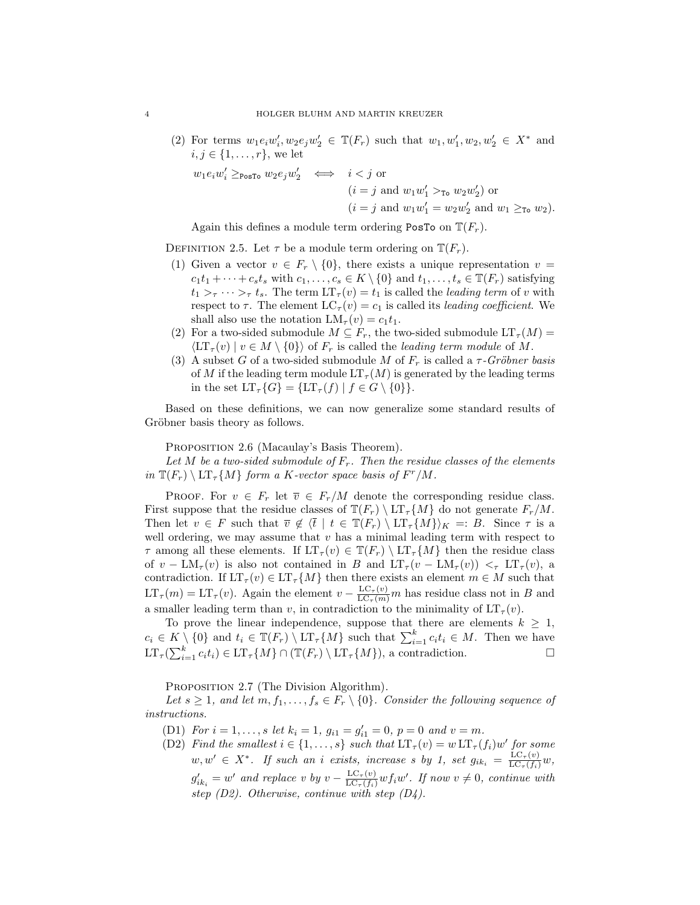(2) For terms $w_1 e_i w_i', w_2 e_j w_2' \in \mathbb{T}(F_r)$ such that $w_1, w_1', w_2, w_2' \in X^*$ and $i, j \in \{1, \ldots, r\}$, we let

$$w_1 e_i w_i' \geq_{\texttt{PosTo}} w_2 e_j w_2' \iff \begin{array}{l} i < j \text{ or} \\ (i = j \text{ and } w_1 w_1' >_{\texttt{To}} w_2 w_2') \text{ or} \\ (i = j \text{ and } w_1 w_1' = w_2 w_2' \text{ and } w_1 \geq_{\texttt{To}} w_2). \end{array}$$

Again this defines a module term ordering PosTo on $\mathbb{T}(F_r)$.

Definition 2.5. Let $\tau$ be a module term ordering on $\mathbb{T}(F_r)$.

1. Given a vector $v \in F_r \setminus \{0\}$, there exists a unique representation $v = c_1 t_1 + \cdots + c_s t_s$ with $c_1, \ldots, c_s \in K \setminus \{0\}$ and $t_1, \ldots, t_s \in \mathbb{T}(F_r)$ satisfying $t_1 >_\tau \cdots >_\tau t_s$. The term $\mathrm{LT}_\tau(v) = t_1$ is called the *leading term* of $v$ with respect to $\tau$. The element $\mathrm{LC}_\tau(v) = c_1$ is called its *leading coefficient*. We shall also use the notation $\mathrm{LM}_\tau(v) = c_1 t_1$.
2. For a two-sided submodule $M \subseteq F_r$, the two-sided submodule $\mathrm{LT}_\tau(M) = \langle \mathrm{LT}_\tau(v) \mid v \in M \setminus \{0\} \rangle$ of $F_r$ is called the *leading term module* of $M$.
3. A subset $G$ of a two-sided submodule $M$ of $F_r$ is called a *$\tau$-Gröbner basis* of $M$ if the leading term module $\mathrm{LT}_\tau(M)$ is generated by the leading terms in the set $\mathrm{LT}_\tau\{G\} = \{\mathrm{LT}_\tau(f) \mid f \in G \setminus \{0\}\}$.

Based on these definitions, we can now generalize some standard results of Gröbner basis theory as follows.

Proposition 2.6 (Macaulay's Basis Theorem).
*Let $M$ be a two-sided submodule of $F_r$. Then the residue classes of the elements in $\mathbb{T}(F_r) \setminus \mathrm{LT}_\tau\{M\}$ form a $K$-vector space basis of $F^r/M$.*

Proof. For $v \in F_r$ let $\overline{v} \in F_r/M$ denote the corresponding residue class. First suppose that the residue classes of $\mathbb{T}(F_r) \setminus \mathrm{LT}_\tau\{M\}$ do not generate $F_r/M$. Then let $v \in F$ such that $\overline{v} \notin \langle \overline{t} \mid t \in \mathbb{T}(F_r) \setminus \mathrm{LT}_\tau\{M\} \rangle_K =: B$. Since $\tau$ is a well ordering, we may assume that $v$ has a minimal leading term with respect to $\tau$ among all these elements. If $\mathrm{LT}_\tau(v) \in \mathbb{T}(F_r) \setminus \mathrm{LT}_\tau\{M\}$ then the residue class of $v - \mathrm{LM}_\tau(v)$ is also not contained in $B$ and $\mathrm{LT}_\tau(v - \mathrm{LM}_\tau(v)) <_\tau \mathrm{LT}_\tau(v)$, a contradiction. If $\mathrm{LT}_\tau(v) \in \mathrm{LT}_\tau\{M\}$ then there exists an element $m \in M$ such that $\mathrm{LT}_\tau(m) = \mathrm{LT}_\tau(v)$. Again the element $v - \frac{\mathrm{LC}_\tau(v)}{\mathrm{LC}_\tau(m)} m$ has residue class not in $B$ and a smaller leading term than $v$, in contradiction to the minimality of $\mathrm{LT}_\tau(v)$.

To prove the linear independence, suppose that there are elements $k \geq 1$, $c_i \in K \setminus \{0\}$ and $t_i \in \mathbb{T}(F_r) \setminus \mathrm{LT}_\tau\{M\}$ such that $\sum_{i=1}^k c_i t_i \in M$. Then we have $\mathrm{LT}_\tau(\sum_{i=1}^k c_i t_i) \in \mathrm{LT}_\tau\{M\} \cap (\mathbb{T}(F_r) \setminus \mathrm{LT}_\tau\{M\})$, a contradiction. □

Proposition 2.7 (The Division Algorithm).
*Let $s \geq 1$, and let $m, f_1, \ldots, f_s \in F_r \setminus \{0\}$. Consider the following sequence of instructions.*

- (D1) *For $i = 1, \ldots, s$ let $k_i = 1$, $g_{i1} = g_{i1}' = 0$, $p = 0$ and $v = m$.*
- (D2) *Find the smallest $i \in \{1, \ldots, s\}$ such that $\mathrm{LT}_\tau(v) = w \, \mathrm{LT}_\tau(f_i) w'$ for some $w, w' \in X^*$. If such an $i$ exists, increase $s$ by 1, set $g_{ik_i} = \frac{\mathrm{LC}_\tau(v)}{\mathrm{LC}_\tau(f_i)} w$, $g_{ik_i}' = w'$ and replace $v$ by $v - \frac{\mathrm{LC}_\tau(v)}{\mathrm{LC}_\tau(f_i)} w f_i w'$. If now $v \neq 0$, continue with step (D2). Otherwise, continue with step (D4).*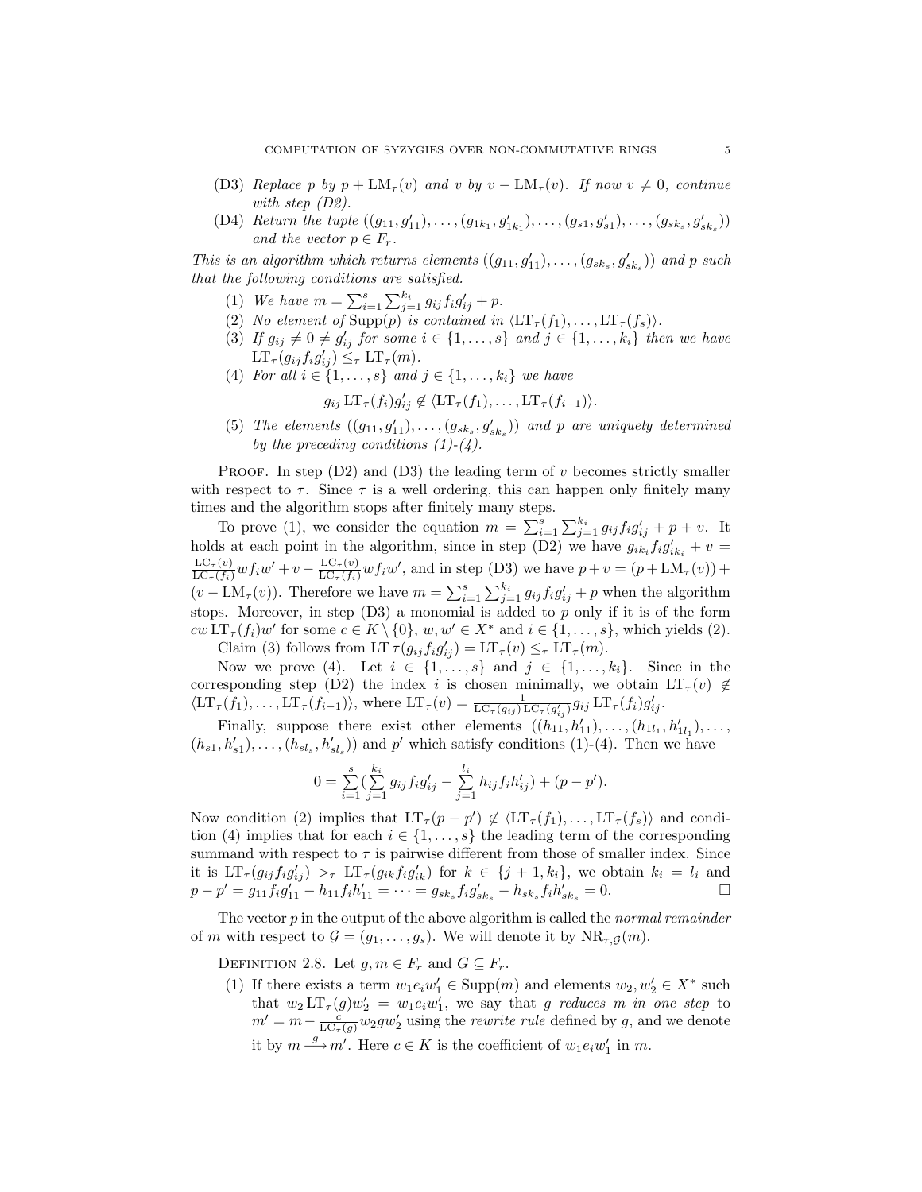(D3) *Replace $p$ by $p + \mathrm{LM}_\tau(v)$ and $v$ by $v - \mathrm{LM}_\tau(v)$. If now $v \neq 0$, continue with step (D2).*

(D4) *Return the tuple $((g_{11}, g'_{11}), \ldots, (g_{1k_1}, g'_{1k_1}), \ldots, (g_{s1}, g'_{s1}), \ldots, (g_{sk_s}, g'_{sk_s}))$ and the vector $p \in F_r$.*

*This is an algorithm which returns elements $((g_{11}, g'_{11}), \ldots, (g_{sk_s}, g'_{sk_s}))$ and $p$ such that the following conditions are satisfied.*

1. *We have $m = \sum_{i=1}^{s} \sum_{j=1}^{k_i} g_{ij} f_i g'_{ij} + p$.*
2. *No element of $\mathrm{Supp}(p)$ is contained in $\langle \mathrm{LT}_\tau(f_1), \ldots, \mathrm{LT}_\tau(f_s) \rangle$.*
3. *If $g_{ij} \neq 0 \neq g'_{ij}$ for some $i \in \{1, \ldots, s\}$ and $j \in \{1, \ldots, k_i\}$ then we have $\mathrm{LT}_\tau(g_{ij} f_i g'_{ij}) \leq_\tau \mathrm{LT}_\tau(m)$.*
4. *For all $i \in \{1, \ldots, s\}$ and $j \in \{1, \ldots, k_i\}$ we have*
$$g_{ij} \, \mathrm{LT}_\tau(f_i) g'_{ij} \notin \langle \mathrm{LT}_\tau(f_1), \ldots, \mathrm{LT}_\tau(f_{i-1}) \rangle.$$
5. *The elements $((g_{11}, g'_{11}), \ldots, (g_{sk_s}, g'_{sk_s}))$ and $p$ are uniquely determined by the preceding conditions (1)-(4).*

Proof. In step (D2) and (D3) the leading term of $v$ becomes strictly smaller with respect to $\tau$. Since $\tau$ is a well ordering, this can happen only finitely many times and the algorithm stops after finitely many steps.

To prove (1), we consider the equation $m = \sum_{i=1}^{s} \sum_{j=1}^{k_i} g_{ij} f_i g'_{ij} + p + v$. It holds at each point in the algorithm, since in step (D2) we have $g_{ik_i} f_i g'_{ik_i} + v = \frac{\mathrm{LC}_\tau(v)}{\mathrm{LC}_\tau(f_i)} w f_i w' + v - \frac{\mathrm{LC}_\tau(v)}{\mathrm{LC}_\tau(f_i)} w f_i w'$, and in step (D3) we have $p + v = (p + \mathrm{LM}_\tau(v)) + (v - \mathrm{LM}_\tau(v))$. Therefore we have $m = \sum_{i=1}^{s} \sum_{j=1}^{k_i} g_{ij} f_i g'_{ij} + p$ when the algorithm stops. Moreover, in step (D3) a monomial is added to $p$ only if it is of the form $cw \, \mathrm{LT}_\tau(f_i) w'$ for some $c \in K \setminus \{0\}$, $w, w' \in X^*$ and $i \in \{1, \ldots, s\}$, which yields (2).

Claim (3) follows from $\mathrm{LT}\,\tau(g_{ij} f_i g'_{ij}) = \mathrm{LT}_\tau(v) \leq_\tau \mathrm{LT}_\tau(m)$.

Now we prove (4). Let $i \in \{1, \ldots, s\}$ and $j \in \{1, \ldots, k_i\}$. Since in the corresponding step (D2) the index $i$ is chosen minimally, we obtain $\mathrm{LT}_\tau(v) \notin \langle \mathrm{LT}_\tau(f_1), \ldots, \mathrm{LT}_\tau(f_{i-1}) \rangle$, where $\mathrm{LT}_\tau(v) = \frac{1}{\mathrm{LC}_\tau(g_{ij}) \mathrm{LC}_\tau(g'_{ij})} g_{ij} \, \mathrm{LT}_\tau(f_i) g'_{ij}$.

Finally, suppose there exist other elements $((h_{11}, h'_{11}), \ldots, (h_{1l_1}, h'_{1l_1}), \ldots, (h_{s1}, h'_{s1}), \ldots, (h_{sl_s}, h'_{sl_s}))$ and $p'$ which satisfy conditions (1)-(4). Then we have

$$0 = \sum_{i=1}^{s} \Big( \sum_{j=1}^{k_i} g_{ij} f_i g'_{ij} - \sum_{j=1}^{l_i} h_{ij} f_i h'_{ij} \Big) + (p - p').$$

Now condition (2) implies that $\mathrm{LT}_\tau(p - p') \notin \langle \mathrm{LT}_\tau(f_1), \ldots, \mathrm{LT}_\tau(f_s) \rangle$ and condition (4) implies that for each $i \in \{1, \ldots, s\}$ the leading term of the corresponding summand with respect to $\tau$ is pairwise different from those of smaller index. Since it is $\mathrm{LT}_\tau(g_{ij} f_i g'_{ij}) >_\tau \mathrm{LT}_\tau(g_{ik} f_i g'_{ik})$ for $k \in \{j + 1, k_i\}$ and $p - p' = g_{11} f_i g'_{11} - h_{11} f_i h'_{11} = \cdots = g_{sk_s} f_i g'_{sk_s} - h_{sk_s} f_i h'_{sk_s} = 0$. $\square$

The vector $p$ in the output of the above algorithm is called the *normal remainder* of $m$ with respect to $\mathcal{G} = (g_1, \ldots, g_s)$. We will denote it by $\mathrm{NR}_{\tau, \mathcal{G}}(m)$.

Definition 2.8. Let $g, m \in F_r$ and $G \subseteq F_r$.

1. If there exists a term $w_1 e_i w'_1 \in \mathrm{Supp}(m)$ and elements $w_2, w'_2 \in X^*$ such that $w_2 \, \mathrm{LT}_\tau(g) w'_2 = w_1 e_i w'_1$, we say that $g$ *reduces $m$ in one step* to $m' = m - \frac{c}{\mathrm{LC}_\tau(g)} w_2 g w'_2$ using the *rewrite rule* defined by $g$, and we denote it by $m \xrightarrow{g} m'$. Here $c \in K$ is the coefficient of $w_1 e_i w'_1$ in $m$.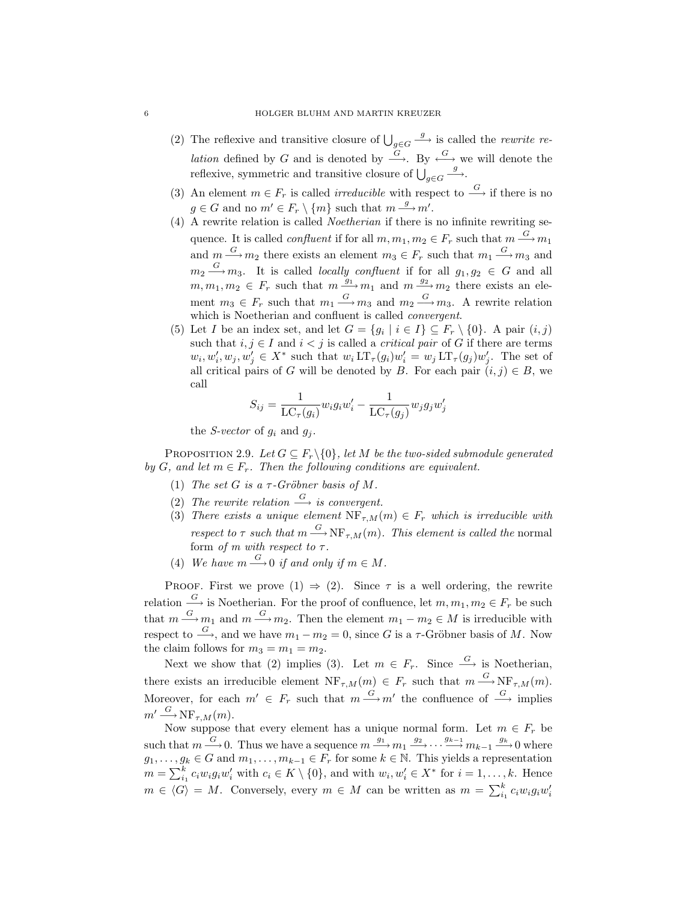(2) The reflexive and transitive closure of $\bigcup_{g \in G} \xrightarrow{g}$ is called the *rewrite relation* defined by $G$ and is denoted by $\xrightarrow{G}$. By $\xleftrightarrow{G}$ we will denote the reflexive, symmetric and transitive closure of $\bigcup_{g\in G} \xrightarrow{g}$.

(3) An element $m \in F_r$ is called *irreducible* with respect to $\xrightarrow{G}$ if there is no $g \in G$ and no $m' \in F_r \setminus \{m\}$ such that $m \xrightarrow{g} m'$.

(4) A rewrite relation is called *Noetherian* if there is no infinite rewriting sequence. It is called *confluent* if for all $m, m_1, m_2 \in F_r$ such that $m \xrightarrow{G} m_1$ and $m \xrightarrow{G} m_2$ there exists an element $m_3 \in F_r$ such that $m_1 \xrightarrow{G} m_3$ and $m_2 \xrightarrow{G} m_3$. It is called *locally confluent* if for all $g_1, g_2 \in G$ and all $m, m_1, m_2 \in F_r$ such that $m \xrightarrow{g_1} m_1$ and $m \xrightarrow{g_2} m_2$ there exists an element $m_3 \in F_r$ such that $m_1 \xrightarrow{G} m_3$ and $m_2 \xrightarrow{G} m_3$. A rewrite relation which is Noetherian and confluent is called *convergent*.

(5) Let $I$ be an index set, and let $G = \{g_i \mid i \in I\} \subseteq F_r \setminus \{0\}$. A pair $(i,j)$ such that $i,j \in I$ and $i < j$ is called a *critical pair* of $G$ if there are terms $w_i, w_i', w_j, w_j' \in X^*$ such that $w_i \operatorname{LT}_\tau(g_i) w_i' = w_j \operatorname{LT}_\tau(g_j) w_j'$. The set of all critical pairs of $G$ will be denoted by $B$. For each pair $(i,j) \in B$, we call

$$S_{ij} = \frac{1}{\operatorname{LC}_\tau(g_i)} w_i g_i w_i' - \frac{1}{\operatorname{LC}_\tau(g_j)} w_j g_j w_j'$$

the *S-vector* of $g_i$ and $g_j$.

Proposition 2.9. *Let $G \subseteq F_r \setminus\{0\}$, let $M$ be the two-sided submodule generated by $G$, and let $m \in F_r$. Then the following conditions are equivalent.*

1. *The set $G$ is a $\tau$-Gröbner basis of $M$.*
2. *The rewrite relation $\xrightarrow{G}$ is convergent.*
3. *There exists a unique element $\operatorname{NF}_{\tau,M}(m) \in F_r$ which is irreducible with respect to $\tau$ such that $m \xrightarrow{G} \operatorname{NF}_{\tau,M}(m)$. This element is called the* normal form *of $m$ with respect to $\tau$.*
4. *We have $m \xrightarrow{G} 0$ if and only if $m \in M$.*

Proof. First we prove (1) $\Rightarrow$ (2). Since $\tau$ is a well ordering, the rewrite relation $\xrightarrow{G}$ is Noetherian. For the proof of confluence, let $m, m_1, m_2 \in F_r$ be such that $m \xrightarrow{G} m_1$ and $m \xrightarrow{G} m_2$. Then the element $m_1 - m_2 \in M$ is irreducible with respect to $\xrightarrow{G}$, and we have $m_1 - m_2 = 0$, since $G$ is a $\tau$-Gröbner basis of $M$. Now the claim follows for $m_3 = m_1 = m_2$.

Next we show that (2) implies (3). Let $m \in F_r$. Since $\xrightarrow{G}$ is Noetherian, there exists an irreducible element $\operatorname{NF}_{\tau,M}(m) \in F_r$ such that $m \xrightarrow{G} \operatorname{NF}_{\tau,M}(m)$. Moreover, for each $m' \in F_r$ such that $m \xrightarrow{G} m'$ the confluence of $\xrightarrow{G}$ implies $m' \xrightarrow{G} \operatorname{NF}_{\tau,M}(m)$.

Now suppose that every element has a unique normal form. Let $m \in F_r$ be such that $m \xrightarrow{G} 0$. Thus we have a sequence $m \xrightarrow{g_1} m_1 \xrightarrow{g_2} \cdots \xrightarrow{g_{k-1}} m_{k-1} \xrightarrow{g_k} 0$ where $g_1, \dots, g_k \in G$ and $m_1, \dots, m_{k-1} \in F_r$ for some $k \in \mathbb{N}$. This yields a representation $m = \sum_{i_1}^k c_i w_i g_i w_i'$ with $c_i \in K \setminus \{0\}$, and with $w_i, w_i' \in X^*$ for $i = 1, \dots, k$. Hence $m \in \langle G \rangle = M$. Conversely, every $m \in M$ can be written as $m = \sum_{i_1}^k c_i w_i g_i w_i'$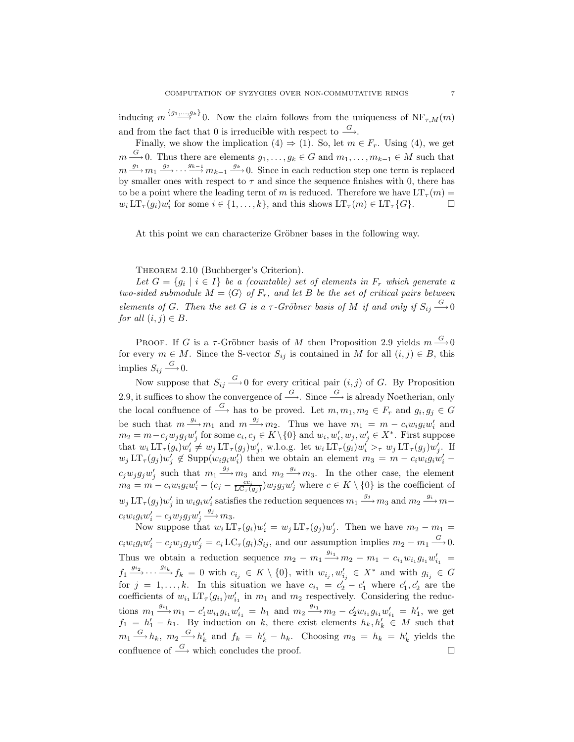inducing $m \overset{\{g_1,\dots,g_k\}}{\longrightarrow} 0$. Now the claim follows from the uniqueness of $\mathrm{NF}_{\tau,M}(m)$ and from the fact that 0 is irreducible with respect to $\overset{G}{\longrightarrow}$.

Finally, we show the implication (4) $\Rightarrow$ (1). So, let $m \in F_r$. Using (4), we get $m \overset{G}{\longrightarrow} 0$. Thus there are elements $g_1, \dots, g_k \in G$ and $m_1, \dots, m_{k-1} \in M$ such that $m \overset{g_1}{\longrightarrow} m_1 \overset{g_2}{\longrightarrow} \cdots \overset{g_{k-1}}{\longrightarrow} m_{k-1} \overset{g_k}{\longrightarrow} 0$. Since in each reduction step one term is replaced by smaller ones with respect to $\tau$ and since the sequence finishes with 0, there has to be a point where the leading term of $m$ is reduced. Therefore we have $\mathrm{LT}_\tau(m) = w_i \,\mathrm{LT}_\tau(g_i) w_i'$ for some $i \in \{1, \dots, k\}$, and this shows $\mathrm{LT}_\tau(m) \in \mathrm{LT}_\tau\{G\}$. □

At this point we can characterize Gröbner bases in the following way.

Theorem 2.10 (Buchberger's Criterion).
*Let $G = \{g_i \mid i \in I\}$ be a (countable) set of elements in $F_r$ which generate a two-sided submodule $M = \langle G \rangle$ of $F_r$, and let $B$ be the set of critical pairs between elements of $G$. Then the set $G$ is a $\tau$-Gröbner basis of $M$ if and only if $S_{ij} \overset{G}{\longrightarrow} 0$ for all $(i,j) \in B$.*

Proof. If $G$ is a $\tau$-Gröbner basis of $M$ then Proposition 2.9 yields $m \overset{G}{\longrightarrow} 0$ for every $m \in M$. Since the S-vector $S_{ij}$ is contained in $M$ for all $(i,j) \in B$, this implies $S_{ij} \overset{G}{\longrightarrow} 0$.

Now suppose that $S_{ij} \overset{G}{\longrightarrow} 0$ for every critical pair $(i,j)$ of $G$. By Proposition 2.9, it suffices to show the convergence of $\overset{G}{\longrightarrow}$. Since $\overset{G}{\longrightarrow}$ is already Noetherian, only the local confluence of $\overset{G}{\longrightarrow}$ has to be proved. Let $m, m_1, m_2 \in F_r$ and $g_i, g_j \in G$ be such that $m \overset{g_i}{\longrightarrow} m_1$ and $m \overset{g_j}{\longrightarrow} m_2$. Thus we have $m_1 = m - c_i w_i g_i w_i'$ and $m_2 = m - c_j w_j g_j w_j'$ for some $c_i, c_j \in K \setminus \{0\}$ and $w_i, w_i', w_j, w_j' \in X^*$. First suppose that $w_i \,\mathrm{LT}_\tau(g_i) w_i' \neq w_j \,\mathrm{LT}_\tau(g_j) w_j'$, w.l.o.g. let $w_i \,\mathrm{LT}_\tau(g_i) w_i' >_\tau w_j \,\mathrm{LT}_\tau(g_j) w_j'$. If $w_j \,\mathrm{LT}_\tau(g_j) w_j' \notin \mathrm{Supp}(w_i g_i w_i')$ then we obtain an element $m_3 = m - c_i w_i g_i w_i' - c_j w_j g_j w_j'$ such that $m_1 \overset{g_j}{\longrightarrow} m_3$ and $m_2 \overset{g_i}{\longrightarrow} m_3$. In the other case, the element $m_3 = m - c_i w_i g_i w_i' - (c_j - \frac{c c_i}{\mathrm{LC}_\tau(g_j)}) w_j g_j w_j'$ where $c \in K \setminus \{0\}$ is the coefficient of $w_j \,\mathrm{LT}_\tau(g_j) w_j'$ in $w_i g_i w_i'$ satisfies the reduction sequences $m_1 \overset{g_j}{\longrightarrow} m_3$ and $m_2 \overset{g_i}{\longrightarrow} m - c_i w_i g_i w_i' - c_j w_j g_j w_j' \overset{g_j}{\longrightarrow} m_3$.

Now suppose that $w_i \,\mathrm{LT}_\tau(g_i) w_i' = w_j \,\mathrm{LT}_\tau(g_j) w_j'$. Then we have $m_2 - m_1 = c_i w_i g_i w_i' - c_j w_j g_j w_j' = c_i \,\mathrm{LC}_\tau(g_i) S_{ij}$, and our assumption implies $m_2 - m_1 \overset{G}{\longrightarrow} 0$. Thus we obtain a reduction sequence $m_2 - m_1 \overset{g_{i_1}}{\longrightarrow} m_2 - m_1 - c_{i_1} w_{i_1} g_{i_1} w_{i_1}' = f_1 \overset{g_{i_2}}{\longrightarrow} \cdots \overset{g_{i_k}}{\longrightarrow} f_k = 0$ with $c_{i_j} \in K \setminus \{0\}$, with $w_{i_j}, w_{i_j}' \in X^*$ and with $g_{i_j} \in G$ for $j = 1, \dots, k$. In this situation we have $c_{i_1} = c_2' - c_1'$ where $c_1', c_2'$ are the coefficients of $w_{i_1} \,\mathrm{LT}_\tau(g_{i_1}) w_{i_1}'$ in $m_1$ and $m_2$ respectively. Considering the reductions $m_1 \overset{g_{i_1}}{\longrightarrow} m_1 - c_1' w_{i_1} g_{i_1} w_{i_1}' = h_1$ and $m_2 \overset{g_{i_1}}{\longrightarrow} m_2 - c_2' w_{i_1} g_{i_1} w_{i_1}' = h_1'$, we get $f_1 = h_1' - h_1$. By induction on $k$, there exist elements $h_k, h_k' \in M$ such that $m_1 \overset{G}{\longrightarrow} h_k$, $m_2 \overset{G}{\longrightarrow} h_k'$ and $f_k = h_k' - h_k$. Choosing $m_3 = h_k = h_k'$ yields the confluence of $\overset{G}{\longrightarrow}$ which concludes the proof. □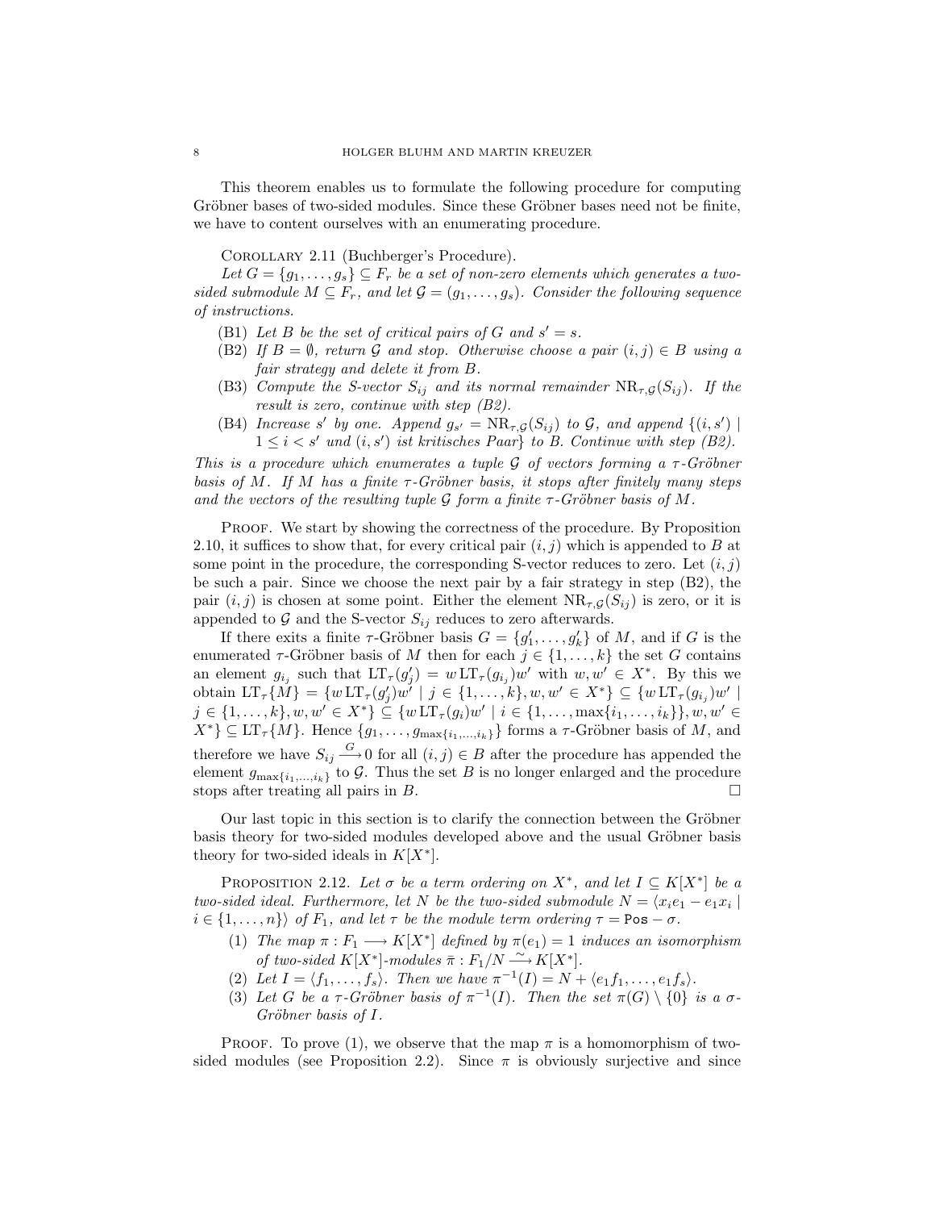This theorem enables us to formulate the following procedure for computing Gröbner bases of two-sided modules. Since these Gröbner bases need not be finite, we have to content ourselves with an enumerating procedure.

Corollary 2.11 (Buchberger's Procedure).
*Let $G = \{g_1, \ldots, g_s\} \subseteq F_r$ be a set of non-zero elements which generates a two-sided submodule $M \subseteq F_r$, and let $\mathcal{G} = (g_1, \ldots, g_s)$. Consider the following sequence of instructions.*

- (B1) *Let $B$ be the set of critical pairs of $G$ and $s' = s$.*
- (B2) *If $B = \emptyset$, return $\mathcal{G}$ and stop. Otherwise choose a pair $(i,j) \in B$ using a fair strategy and delete it from $B$.*
- (B3) *Compute the S-vector $S_{ij}$ and its normal remainder $\mathrm{NR}_{\tau,\mathcal{G}}(S_{ij})$. If the result is zero, continue with step (B2).*
- (B4) *Increase $s'$ by one. Append $g_{s'} = \mathrm{NR}_{\tau,\mathcal{G}}(S_{ij})$ to $\mathcal{G}$, and append $\{(i,s') \mid 1 \le i < s' \text{ und } (i,s') \text{ ist kritisches Paar}\}$ to $B$. Continue with step (B2).*

*This is a procedure which enumerates a tuple $\mathcal{G}$ of vectors forming a $\tau$-Gröbner basis of $M$. If $M$ has a finite $\tau$-Gröbner basis, it stops after finitely many steps and the vectors of the resulting tuple $\mathcal{G}$ form a finite $\tau$-Gröbner basis of $M$.*

Proof. We start by showing the correctness of the procedure. By Proposition 2.10, it suffices to show that, for every critical pair $(i,j)$ which is appended to $B$ at some point in the procedure, the corresponding S-vector reduces to zero. Let $(i,j)$ be such a pair. Since we choose the next pair by a fair strategy in step (B2), the pair $(i,j)$ is chosen at some point. Either the element $\mathrm{NR}_{\tau,\mathcal{G}}(S_{ij})$ is zero, or it is appended to $\mathcal{G}$ and the S-vector $S_{ij}$ reduces to zero afterwards.

If there exits a finite $\tau$-Gröbner basis $G = \{g'_1, \ldots, g'_k\}$ of $M$, and if $G$ is the enumerated $\tau$-Gröbner basis of $M$ then for each $j \in \{1, \ldots, k\}$ the set $G$ contains an element $g_{i_j}$ such that $\mathrm{LT}_\tau(g'_j) = w\,\mathrm{LT}_\tau(g_{i_j})w'$ with $w, w' \in X^*$. By this we obtain $\mathrm{LT}_\tau\{M\} = \{w\,\mathrm{LT}_\tau(g'_j)w' \mid j \in \{1, \ldots, k\}, w, w' \in X^*\} \subseteq \{w\,\mathrm{LT}_\tau(g_{i_j})w' \mid j \in \{1, \ldots, k\}, w, w' \in X^*\} \subseteq \{w\,\mathrm{LT}_\tau(g_i)w' \mid i \in \{1, \ldots, \max\{i_1, \ldots, i_k\}\}, w, w' \in X^*\} \subseteq \mathrm{LT}_\tau\{M\}$. Hence $\{g_1, \ldots, g_{\max\{i_1,\ldots,i_k\}}\}$ forms a $\tau$-Gröbner basis of $M$, and therefore we have $S_{ij} \xrightarrow{G} 0$ for all $(i,j) \in B$ after the procedure has appended the element $g_{\max\{i_1,\ldots,i_k\}}$ to $\mathcal{G}$. Thus the set $B$ is no longer enlarged and the procedure stops after treating all pairs in $B$. □

Our last topic in this section is to clarify the connection between the Gröbner basis theory for two-sided modules developed above and the usual Gröbner basis theory for two-sided ideals in $K[X^*]$.

Proposition 2.12. *Let $\sigma$ be a term ordering on $X^*$, and let $I \subseteq K[X^*]$ be a two-sided ideal. Furthermore, let $N$ be the two-sided submodule $N = \langle x_i e_1 - e_1 x_i \mid i \in \{1, \ldots, n\}\rangle$ of $F_1$, and let $\tau$ be the module term ordering $\tau = \mathtt{Pos} - \sigma$.*

1. *The map $\pi : F_1 \longrightarrow K[X^*]$ defined by $\pi(e_1) = 1$ induces an isomorphism of two-sided $K[X^*]$-modules $\bar{\pi} : F_1/N \xrightarrow{\sim} K[X^*]$.*
2. *Let $I = \langle f_1, \ldots, f_s\rangle$. Then we have $\pi^{-1}(I) = N + \langle e_1 f_1, \ldots, e_1 f_s\rangle$.*
3. *Let $G$ be a $\tau$-Gröbner basis of $\pi^{-1}(I)$. Then the set $\pi(G) \setminus \{0\}$ is a $\sigma$-Gröbner basis of $I$.*

Proof. To prove (1), we observe that the map $\pi$ is a homomorphism of two-sided modules (see Proposition 2.2). Since $\pi$ is obviously surjective and since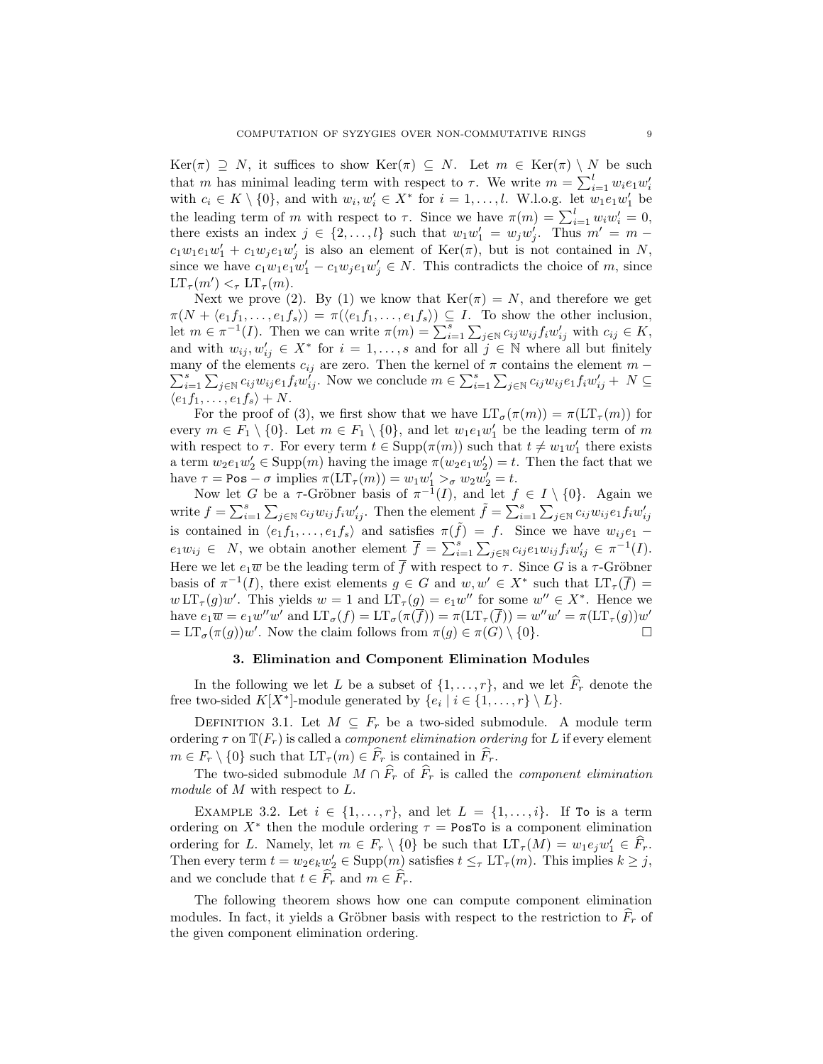$\mathrm{Ker}(\pi) \supseteq N$, it suffices to show $\mathrm{Ker}(\pi) \subseteq N$. Let $m \in \mathrm{Ker}(\pi) \setminus N$ be such that $m$ has minimal leading term with respect to $\tau$. We write $m = \sum_{i=1}^{l} w_i e_1 w_i'$ with $c_i \in K \setminus \{0\}$, and with $w_i, w_i' \in X^*$ for $i = 1, \ldots, l$. W.l.o.g. let $w_1 e_1 w_1'$ be the leading term of $m$ with respect to $\tau$. Since we have $\pi(m) = \sum_{i=1}^{l} w_i w_i' = 0$, there exists an index $j \in \{2, \ldots, l\}$ such that $w_1 w_1' = w_j w_j'$. Thus $m' = m - c_1 w_1 e_1 w_1' + c_1 w_j e_1 w_j'$ is also an element of $\mathrm{Ker}(\pi)$, but is not contained in $N$, since we have $c_1 w_1 e_1 w_1' - c_1 w_j e_1 w_j' \in N$. This contradicts the choice of $m$, since $\mathrm{LT}_\tau(m') <_\tau \mathrm{LT}_\tau(m)$.

Next we prove (2). By (1) we know that $\mathrm{Ker}(\pi) = N$, and therefore we get $\pi(N + \langle e_1 f_1, \ldots, e_1 f_s \rangle) = \pi(\langle e_1 f_1, \ldots, e_1 f_s \rangle) \subseteq I$. To show the other inclusion, let $m \in \pi^{-1}(I)$. Then we can write $\pi(m) = \sum_{i=1}^{s} \sum_{j \in \mathbb{N}} c_{ij} w_{ij} f_i w_{ij}'$ with $c_{ij} \in K$, and with $w_{ij}, w_{ij}' \in X^*$ for $i = 1, \ldots, s$ and for all $j \in \mathbb{N}$ where all but finitely many of the elements $c_{ij}$ are zero. Then the kernel of $\pi$ contains the element $m - \sum_{i=1}^{s} \sum_{j \in \mathbb{N}} c_{ij} w_{ij} e_1 f_i w_{ij}'$. Now we conclude $m \in \sum_{i=1}^{s} \sum_{j \in \mathbb{N}} c_{ij} w_{ij} e_1 f_i w_{ij}' + N \subseteq \langle e_1 f_1, \ldots, e_1 f_s \rangle + N$.

For the proof of (3), we first show that we have $\mathrm{LT}_\sigma(\pi(m)) = \pi(\mathrm{LT}_\tau(m))$ for every $m \in F_1 \setminus \{0\}$. Let $m \in F_1 \setminus \{0\}$, and let $w_1 e_1 w_1'$ be the leading term of $m$ with respect to $\tau$. For every term $t \in \mathrm{Supp}(\pi(m))$ such that $t \neq w_1 w_1'$ there exists a term $w_2 e_1 w_2' \in \mathrm{Supp}(m)$ having the image $\pi(w_2 e_1 w_2') = t$. Then the fact that we have $\tau = \mathtt{Pos} - \sigma$ implies $\pi(\mathrm{LT}_\tau(m)) = w_1 w_1' >_\sigma w_2 w_2' = t$.

Now let $G$ be a $\tau$-Gröbner basis of $\pi^{-1}(I)$, and let $f \in I \setminus \{0\}$. Again we write $f = \sum_{i=1}^{s} \sum_{j \in \mathbb{N}} c_{ij} w_{ij} f_i w_{ij}'$. Then the element $\tilde{f} = \sum_{i=1}^{s} \sum_{j \in \mathbb{N}} c_{ij} w_{ij} e_1 f_i w_{ij}'$ is contained in $\langle e_1 f_1, \ldots, e_1 f_s \rangle$ and satisfies $\pi(\tilde{f}) = f$. Since we have $w_{ij} e_1 - e_1 w_{ij} \in N$, we obtain another element $\overline{f} = \sum_{i=1}^{s} \sum_{j \in \mathbb{N}} c_{ij} e_1 w_{ij} f_i w_{ij}' \in \pi^{-1}(I)$. Here we let $e_1 \overline{w}$ be the leading term of $\overline{f}$ with respect to $\tau$. Since $G$ is a $\tau$-Gröbner basis of $\pi^{-1}(I)$, there exist elements $g \in G$ and $w, w' \in X^*$ such that $\mathrm{LT}_\tau(\overline{f}) = w \, \mathrm{LT}_\tau(g) w'$. This yields $w = 1$ and $\mathrm{LT}_\tau(g) = e_1 w''$ for some $w'' \in X^*$. Hence we have $e_1 \overline{w} = e_1 w'' w'$ and $\mathrm{LT}_\sigma(f) = \mathrm{LT}_\sigma(\pi(\overline{f})) = \pi(\mathrm{LT}_\tau(\overline{f})) = w'' w' = \pi(\mathrm{LT}_\tau(g)) w'$ $= \mathrm{LT}_\sigma(\pi(g)) w'$. Now the claim follows from $\pi(g) \in \pi(G) \setminus \{0\}$. $\square$

## 3. Elimination and Component Elimination Modules

In the following we let $L$ be a subset of $\{1, \ldots, r\}$, and we let $\widehat{F}_r$ denote the free two-sided $K[X^*]$-module generated by $\{e_i \mid i \in \{1, \ldots, r\} \setminus L\}$.

Definition 3.1. Let $M \subseteq F_r$ be a two-sided submodule. A module term ordering $\tau$ on $\mathbb{T}(F_r)$ is called a *component elimination ordering* for $L$ if every element $m \in F_r \setminus \{0\}$ such that $\mathrm{LT}_\tau(m) \in \widehat{F}_r$ is contained in $\widehat{F}_r$.

The two-sided submodule $M \cap \widehat{F}_r$ of $\widehat{F}_r$ is called the *component elimination module* of $M$ with respect to $L$.

Example 3.2. Let $i \in \{1, \ldots, r\}$, and let $L = \{1, \ldots, i\}$. If $\mathtt{To}$ is a term ordering on $X^*$ then the module ordering $\tau = \mathtt{PosTo}$ is a component elimination ordering for $L$. Namely, let $m \in F_r \setminus \{0\}$ be such that $\mathrm{LT}_\tau(M) = w_1 e_j w_1' \in \widehat{F}_r$. Then every term $t = w_2 e_k w_2' \in \mathrm{Supp}(m)$ satisfies $t \leq_\tau \mathrm{LT}_\tau(m)$. This implies $k \geq j$, and we conclude that $t \in \widehat{F}_r$ and $m \in \widehat{F}_r$.

The following theorem shows how one can compute component elimination modules. In fact, it yields a Gröbner basis with respect to the restriction to $\widehat{F}_r$ of the given component elimination ordering.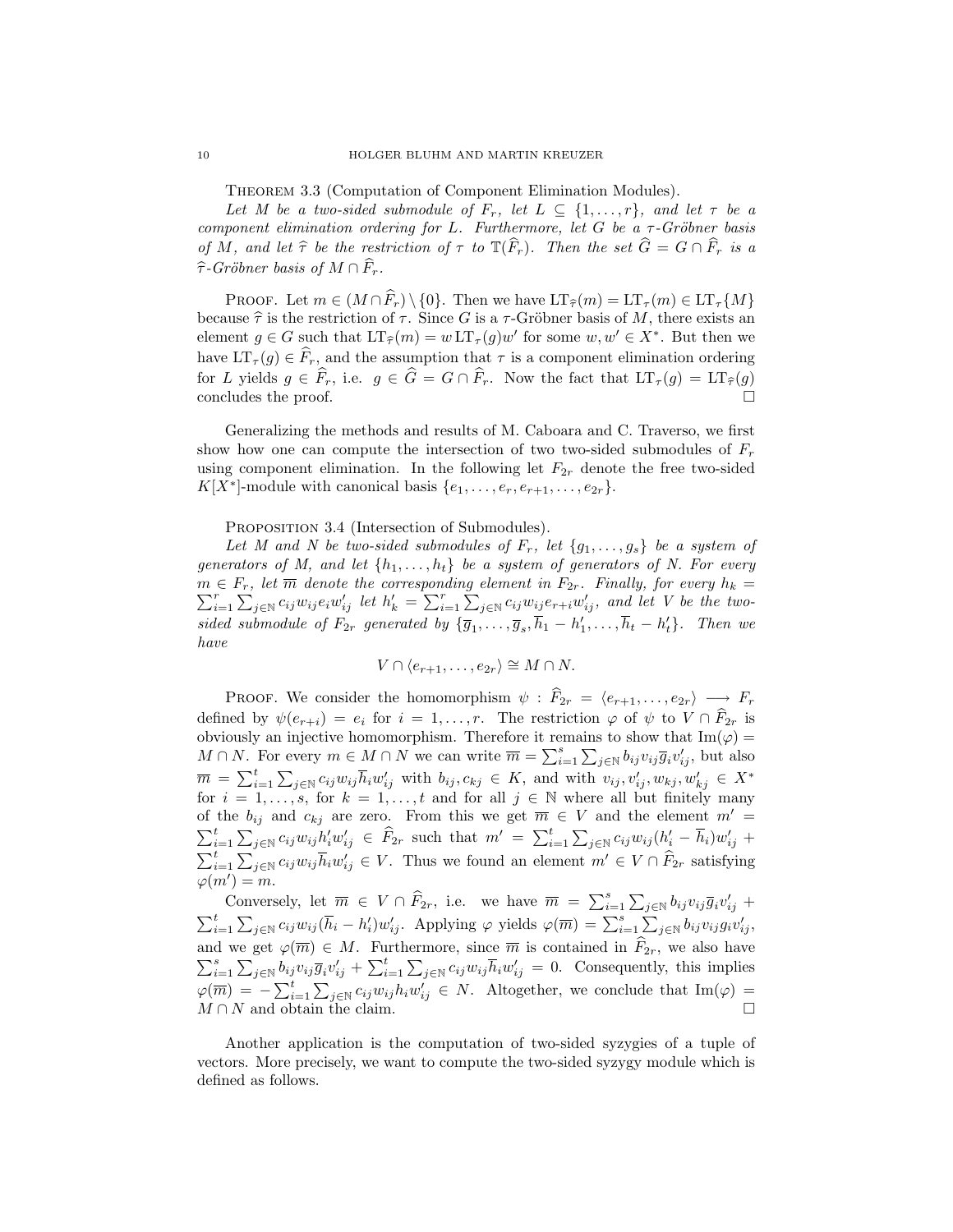Theorem 3.3 (Computation of Component Elimination Modules).

*Let $M$ be a two-sided submodule of $F_r$, let $L \subseteq \{1,\ldots,r\}$, and let $\tau$ be a component elimination ordering for $L$. Furthermore, let $G$ be a $\tau$-Gröbner basis of $M$, and let $\widehat{\tau}$ be the restriction of $\tau$ to $\mathbb{T}(\widehat{F}_r)$. Then the set $\widehat{G} = G \cap \widehat{F}_r$ is a $\widehat{\tau}$-Gröbner basis of $M \cap \widehat{F}_r$.*

Proof. Let $m \in (M \cap \widehat{F}_r) \setminus \{0\}$. Then we have $\mathrm{LT}_{\widehat{\tau}}(m) = \mathrm{LT}_\tau(m) \in \mathrm{LT}_\tau\{M\}$ because $\widehat{\tau}$ is the restriction of $\tau$. Since $G$ is a $\tau$-Gröbner basis of $M$, there exists an element $g \in G$ such that $\mathrm{LT}_{\widehat{\tau}}(m) = w\,\mathrm{LT}_\tau(g)w'$ for some $w, w' \in X^*$. But then we have $\mathrm{LT}_\tau(g) \in \widehat{F}_r$, and the assumption that $\tau$ is a component elimination ordering for $L$ yields $g \in \widehat{F}_r$, i.e. $g \in \widehat{G} = G \cap \widehat{F}_r$. Now the fact that $\mathrm{LT}_\tau(g) = \mathrm{LT}_{\widehat{\tau}}(g)$ concludes the proof. □

Generalizing the methods and results of M. Caboara and C. Traverso, we first show how one can compute the intersection of two two-sided submodules of $F_r$ using component elimination. In the following let $F_{2r}$ denote the free two-sided $K[X^*]$-module with canonical basis $\{e_1,\ldots,e_r,e_{r+1},\ldots,e_{2r}\}$.

Proposition 3.4 (Intersection of Submodules).

*Let $M$ and $N$ be two-sided submodules of $F_r$, let $\{g_1,\ldots,g_s\}$ be a system of generators of $M$, and let $\{h_1,\ldots,h_t\}$ be a system of generators of $N$. For every $m \in F_r$, let $\overline{m}$ denote the corresponding element in $F_{2r}$. Finally, for every $h_k = \sum_{i=1}^r \sum_{j\in\mathbb{N}} c_{ij}w_{ij}e_iw'_{ij}$ let $h'_k = \sum_{i=1}^r \sum_{j\in\mathbb{N}} c_{ij}w_{ij}e_{r+i}w'_{ij}$, and let $V$ be the two-sided submodule of $F_{2r}$ generated by $\{\overline{g}_1,\ldots,\overline{g}_s,\overline{h}_1 - h'_1,\ldots,\overline{h}_t - h'_t\}$. Then we have*

$$V \cap \langle e_{r+1},\ldots,e_{2r}\rangle \cong M \cap N.$$

Proof. We consider the homomorphism $\psi : \widehat{F}_{2r} = \langle e_{r+1},\ldots,e_{2r}\rangle \longrightarrow F_r$ defined by $\psi(e_{r+i}) = e_i$ for $i = 1,\ldots,r$. The restriction $\varphi$ of $\psi$ to $V \cap \widehat{F}_{2r}$ is obviously an injective homomorphism. Therefore it remains to show that $\mathrm{Im}(\varphi) = M \cap N$. For every $m \in M \cap N$ we can write $\overline{m} = \sum_{i=1}^s \sum_{j\in\mathbb{N}} b_{ij}v_{ij}\overline{g}_iv'_{ij}$, but also $\overline{m} = \sum_{i=1}^t \sum_{j\in\mathbb{N}} c_{ij}w_{ij}\overline{h}_iw'_{ij}$ with $b_{ij}, c_{kj} \in K$, and with $v_{ij}, v'_{ij}, w_{kj}, w'_{kj} \in X^*$ for $i = 1,\ldots,s$, for $k = 1,\ldots,t$ and for all $j \in \mathbb{N}$ where all but finitely many of the $b_{ij}$ and $c_{kj}$ are zero. From this we get $\overline{m} \in V$ and the element $m' = \sum_{i=1}^t \sum_{j\in\mathbb{N}} c_{ij}w_{ij}h'_iw'_{ij} \in \widehat{F}_{2r}$ such that $m' = \sum_{i=1}^t \sum_{j\in\mathbb{N}} c_{ij}w_{ij}(h'_i - \overline{h}_i)w'_{ij} + \sum_{i=1}^t \sum_{j\in\mathbb{N}} c_{ij}w_{ij}\overline{h}_iw'_{ij} \in V$. Thus we found an element $m' \in V \cap \widehat{F}_{2r}$ satisfying $\varphi(m') = m$.

Conversely, let $\overline{m} \in V \cap \widehat{F}_{2r}$, i.e. we have $\overline{m} = \sum_{i=1}^s \sum_{j\in\mathbb{N}} b_{ij}v_{ij}\overline{g}_iv'_{ij} + \sum_{i=1}^t \sum_{j\in\mathbb{N}} c_{ij}w_{ij}(\overline{h}_i - h'_i)w'_{ij}$. Applying $\varphi$ yields $\varphi(\overline{m}) = \sum_{i=1}^s \sum_{j\in\mathbb{N}} b_{ij}v_{ij}g_iv'_{ij}$, and we get $\varphi(\overline{m}) \in M$. Furthermore, since $\overline{m}$ is contained in $\widehat{F}_{2r}$, we also have $\sum_{i=1}^s \sum_{j\in\mathbb{N}} b_{ij}v_{ij}\overline{g}_iv'_{ij} + \sum_{i=1}^t \sum_{j\in\mathbb{N}} c_{ij}w_{ij}\overline{h}_iw'_{ij} = 0$. Consequently, this implies $\varphi(\overline{m}) = -\sum_{i=1}^t \sum_{j\in\mathbb{N}} c_{ij}w_{ij}h_iw'_{ij} \in N$. Altogether, we conclude that $\mathrm{Im}(\varphi) = M \cap N$ and obtain the claim. □

Another application is the computation of two-sided syzygies of a tuple of vectors. More precisely, we want to compute the two-sided syzygy module which is defined as follows.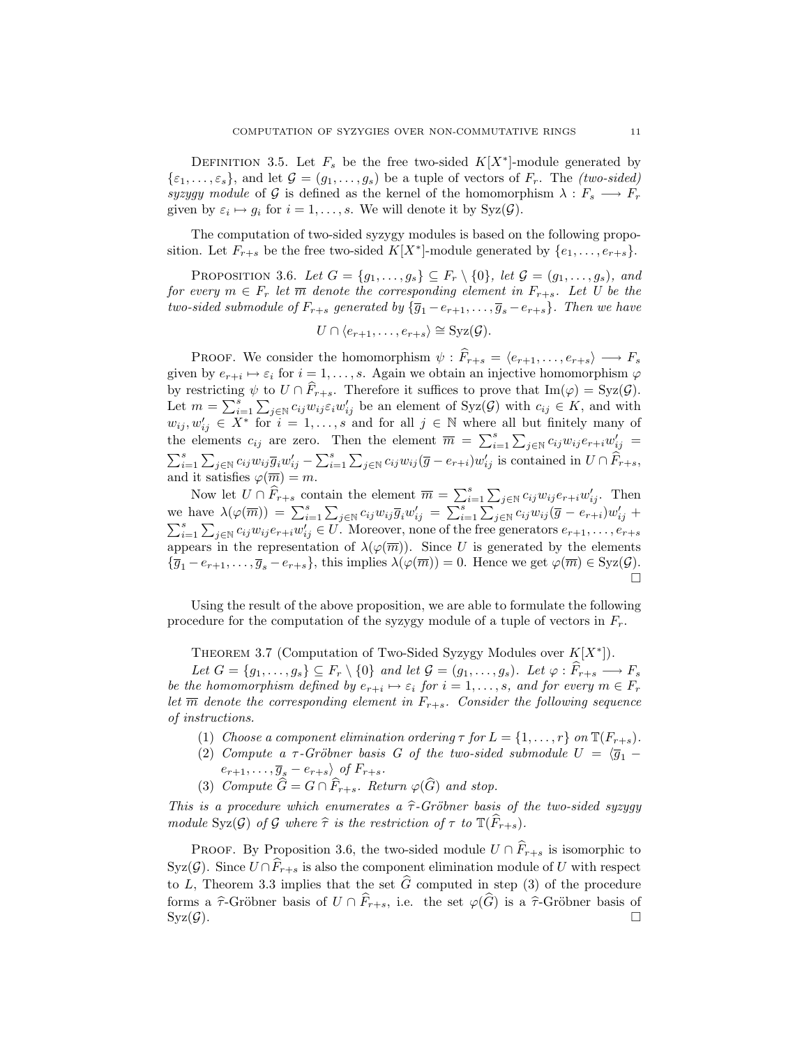DEFINITION 3.5. Let $F_s$ be the free two-sided $K[X^*]$-module generated by $\{\varepsilon_1, \ldots, \varepsilon_s\}$, and let $\mathcal{G} = (g_1, \ldots, g_s)$ be a tuple of vectors of $F_r$. The *(two-sided) syzygy module* of $\mathcal{G}$ is defined as the kernel of the homomorphism $\lambda : F_s \longrightarrow F_r$ given by $\varepsilon_i \mapsto g_i$ for $i = 1, \ldots, s$. We will denote it by $\mathrm{Syz}(\mathcal{G})$.

The computation of two-sided syzygy modules is based on the following proposition. Let $F_{r+s}$ be the free two-sided $K[X^*]$-module generated by $\{e_1, \ldots, e_{r+s}\}$.

PROPOSITION 3.6. *Let $G = \{g_1, \ldots, g_s\} \subseteq F_r \setminus \{0\}$, let $\mathcal{G} = (g_1, \ldots, g_s)$, and for every $m \in F_r$ let $\overline{m}$ denote the corresponding element in $F_{r+s}$. Let $U$ be the two-sided submodule of $F_{r+s}$ generated by $\{\overline{g}_1 - e_{r+1}, \ldots, \overline{g}_s - e_{r+s}\}$. Then we have*

$$U \cap \langle e_{r+1}, \ldots, e_{r+s} \rangle \cong \mathrm{Syz}(\mathcal{G}).$$

PROOF. We consider the homomorphism $\psi : \widehat{F}_{r+s} = \langle e_{r+1}, \ldots, e_{r+s} \rangle \longrightarrow F_s$ given by $e_{r+i} \mapsto \varepsilon_i$ for $i = 1, \ldots, s$. Again we obtain an injective homomorphism $\varphi$ by restricting $\psi$ to $U \cap \widehat{F}_{r+s}$. Therefore it suffices to prove that $\mathrm{Im}(\varphi) = \mathrm{Syz}(\mathcal{G})$. Let $m = \sum_{i=1}^{s} \sum_{j \in \mathbb{N}} c_{ij} w_{ij} \varepsilon_i w'_{ij}$ be an element of $\mathrm{Syz}(\mathcal{G})$ with $c_{ij} \in K$, and with $w_{ij}, w'_{ij} \in X^*$ for $i = 1, \ldots, s$ and for all $j \in \mathbb{N}$ where all but finitely many of the elements $c_{ij}$ are zero. Then the element $\overline{m} = \sum_{i=1}^{s} \sum_{j \in \mathbb{N}} c_{ij} w_{ij} e_{r+i} w'_{ij} = \sum_{i=1}^{s} \sum_{j \in \mathbb{N}} c_{ij} w_{ij} \overline{g}_i w'_{ij} - \sum_{i=1}^{s} \sum_{j \in \mathbb{N}} c_{ij} w_{ij} (\overline{g} - e_{r+i}) w'_{ij}$ is contained in $U \cap \widehat{F}_{r+s}$, and it satisfies $\varphi(\overline{m}) = m$.

Now let $U \cap \widehat{F}_{r+s}$ contain the element $\overline{m} = \sum_{i=1}^{s} \sum_{j \in \mathbb{N}} c_{ij} w_{ij} e_{r+i} w'_{ij}$. Then we have $\lambda(\varphi(\overline{m})) = \sum_{i=1}^{s} \sum_{j \in \mathbb{N}} c_{ij} w_{ij} \overline{g}_i w'_{ij} = \sum_{i=1}^{s} \sum_{j \in \mathbb{N}} c_{ij} w_{ij} (\overline{g} - e_{r+i}) w'_{ij} + \sum_{i=1}^{s} \sum_{j \in \mathbb{N}} c_{ij} w_{ij} e_{r+i} w'_{ij} \in U$. Moreover, none of the free generators $e_{r+1}, \ldots, e_{r+s}$ appears in the representation of $\lambda(\varphi(\overline{m}))$. Since $U$ is generated by the elements $\{\overline{g}_1 - e_{r+1}, \ldots, \overline{g}_s - e_{r+s}\}$, this implies $\lambda(\varphi(\overline{m})) = 0$. Hence we get $\varphi(\overline{m}) \in \mathrm{Syz}(\mathcal{G})$. $\square$

Using the result of the above proposition, we are able to formulate the following procedure for the computation of the syzygy module of a tuple of vectors in $F_r$.

THEOREM 3.7 (Computation of Two-Sided Syzygy Modules over $K[X^*]$).
*Let $G = \{g_1, \ldots, g_s\} \subseteq F_r \setminus \{0\}$ and let $\mathcal{G} = (g_1, \ldots, g_s)$. Let $\varphi : \widehat{F}_{r+s} \longrightarrow F_s$ be the homomorphism defined by $e_{r+i} \mapsto \varepsilon_i$ for $i = 1, \ldots, s$, and for every $m \in F_r$ let $\overline{m}$ denote the corresponding element in $F_{r+s}$. Consider the following sequence of instructions.*

1. *Choose a component elimination ordering $\tau$ for $L = \{1, \ldots, r\}$ on $\mathbb{T}(F_{r+s})$.*
2. *Compute a $\tau$-Gröbner basis $G$ of the two-sided submodule $U = \langle \overline{g}_1 - e_{r+1}, \ldots, \overline{g}_s - e_{r+s} \rangle$ of $F_{r+s}$.*
3. *Compute $\widehat{G} = G \cap \widehat{F}_{r+s}$. Return $\varphi(\widehat{G})$ and stop.*

*This is a procedure which enumerates a $\widehat{\tau}$-Gröbner basis of the two-sided syzygy module $\mathrm{Syz}(\mathcal{G})$ of $\mathcal{G}$ where $\widehat{\tau}$ is the restriction of $\tau$ to $\mathbb{T}(\widehat{F}_{r+s})$.*

PROOF. By Proposition 3.6, the two-sided module $U \cap \widehat{F}_{r+s}$ is isomorphic to $\mathrm{Syz}(\mathcal{G})$. Since $U \cap \widehat{F}_{r+s}$ is also the component elimination module of $U$ with respect to $L$, Theorem 3.3 implies that the set $\widehat{G}$ computed in step (3) of the procedure forms a $\widehat{\tau}$-Gröbner basis of $U \cap \widehat{F}_{r+s}$, i.e. the set $\varphi(\widehat{G})$ is a $\widehat{\tau}$-Gröbner basis of $\mathrm{Syz}(\mathcal{G})$. $\square$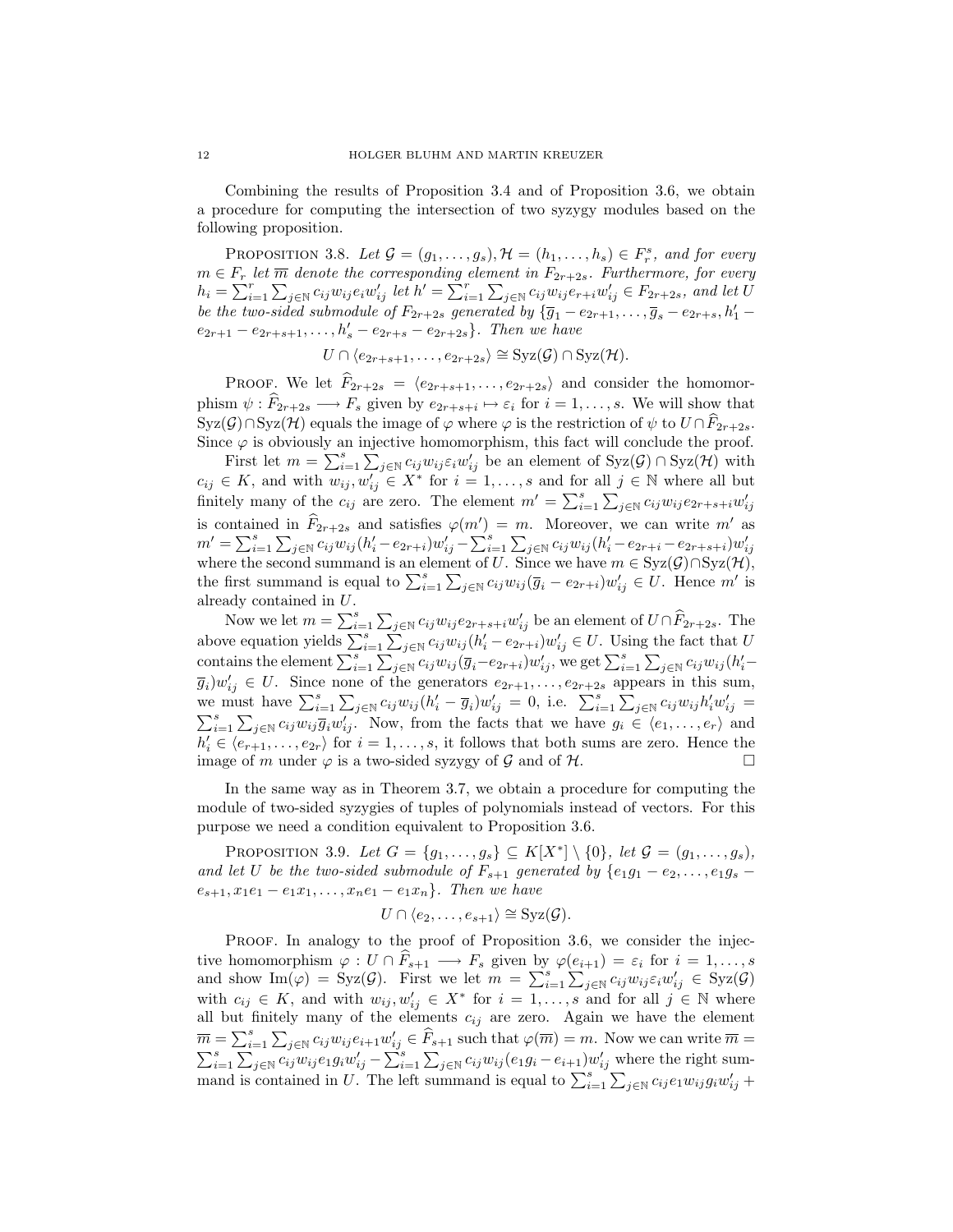Combining the results of Proposition 3.4 and of Proposition 3.6, we obtain a procedure for computing the intersection of two syzygy modules based on the following proposition.

PROPOSITION 3.8. *Let $\mathcal{G} = (g_1, \dots, g_s), \mathcal{H} = (h_1, \dots, h_s) \in F_r^s$, and for every $m \in F_r$ let $\overline{m}$ denote the corresponding element in $F_{2r+2s}$. Furthermore, for every $h_i = \sum_{i=1}^{r} \sum_{j\in\mathbb{N}} c_{ij} w_{ij} e_i w'_{ij}$ let $h' = \sum_{i=1}^{r} \sum_{j\in\mathbb{N}} c_{ij} w_{ij} e_{r+i} w'_{ij} \in F_{2r+2s}$, and let $U$ be the two-sided submodule of $F_{2r+2s}$ generated by $\{\overline{g}_1 - e_{2r+1}, \dots, \overline{g}_s - e_{2r+s}, h'_1 - e_{2r+1} - e_{2r+s+1}, \dots, h'_s - e_{2r+s} - e_{2r+2s}\}$. Then we have*

$$U \cap \langle e_{2r+s+1}, \dots, e_{2r+2s} \rangle \cong \operatorname{Syz}(\mathcal{G}) \cap \operatorname{Syz}(\mathcal{H}).$$

PROOF. We let $\widehat{F}_{2r+2s} = \langle e_{2r+s+1}, \dots, e_{2r+2s} \rangle$ and consider the homomorphism $\psi : \widehat{F}_{2r+2s} \longrightarrow F_s$ given by $e_{2r+s+i} \mapsto \varepsilon_i$ for $i = 1, \dots, s$. We will show that $\operatorname{Syz}(\mathcal{G}) \cap \operatorname{Syz}(\mathcal{H})$ equals the image of $\varphi$ where $\varphi$ is the restriction of $\psi$ to $U \cap \widehat{F}_{2r+2s}$. Since $\varphi$ is obviously an injective homomorphism, this fact will conclude the proof.

First let $m = \sum_{i=1}^{s} \sum_{j\in\mathbb{N}} c_{ij} w_{ij} \varepsilon_i w'_{ij}$ be an element of $\operatorname{Syz}(\mathcal{G}) \cap \operatorname{Syz}(\mathcal{H})$ with $c_{ij} \in K$, and with $w_{ij}, w'_{ij} \in X^*$ for $i = 1, \dots, s$ and for all $j \in \mathbb{N}$ where all but finitely many of the $c_{ij}$ are zero. The element $m' = \sum_{i=1}^{s} \sum_{j\in\mathbb{N}} c_{ij} w_{ij} e_{2r+s+i} w'_{ij}$ is contained in $\widehat{F}_{2r+2s}$ and satisfies $\varphi(m') = m$. Moreover, we can write $m'$ as $m' = \sum_{i=1}^{s} \sum_{j\in\mathbb{N}} c_{ij} w_{ij} (h'_i - e_{2r+i}) w'_{ij} - \sum_{i=1}^{s} \sum_{j\in\mathbb{N}} c_{ij} w_{ij} (h'_i - e_{2r+i} - e_{2r+s+i}) w'_{ij}$ where the second summand is an element of $U$. Since we have $m \in \operatorname{Syz}(\mathcal{G}) \cap \operatorname{Syz}(\mathcal{H})$, the first summand is equal to $\sum_{i=1}^{s} \sum_{j\in\mathbb{N}} c_{ij} w_{ij} (\overline{g}_i - e_{2r+i}) w'_{ij} \in U$. Hence $m'$ is already contained in $U$.

Now we let $m = \sum_{i=1}^{s} \sum_{j\in\mathbb{N}} c_{ij} w_{ij} e_{2r+s+i} w'_{ij}$ be an element of $U \cap \widehat{F}_{2r+2s}$. The above equation yields $\sum_{i=1}^{s} \sum_{j\in\mathbb{N}} c_{ij} w_{ij} (h'_i - e_{2r+i}) w'_{ij} \in U$. Using the fact that $U$ contains the element $\sum_{i=1}^{s} \sum_{j\in\mathbb{N}} c_{ij} w_{ij} (\overline{g}_i - e_{2r+i}) w'_{ij}$, we get $\sum_{i=1}^{s} \sum_{j\in\mathbb{N}} c_{ij} w_{ij} (h'_i - \overline{g}_i) w'_{ij} \in U$. Since none of the generators $e_{2r+1}, \dots, e_{2r+2s}$ appears in this sum, we must have $\sum_{i=1}^{s} \sum_{j\in\mathbb{N}} c_{ij} w_{ij} (h'_i - \overline{g}_i) w'_{ij} = 0$, i.e. $\sum_{i=1}^{s} \sum_{j\in\mathbb{N}} c_{ij} w_{ij} h'_i w'_{ij} = \sum_{i=1}^{s} \sum_{j\in\mathbb{N}} c_{ij} w_{ij} \overline{g}_i w'_{ij}$. Now, from the facts that we have $g_i \in \langle e_1, \dots, e_r \rangle$ and $h'_i \in \langle e_{r+1}, \dots, e_{2r} \rangle$ for $i = 1, \dots, s$, it follows that both sums are zero. Hence the image of $m$ under $\varphi$ is a two-sided syzygy of $\mathcal{G}$ and of $\mathcal{H}$. $\square$

In the same way as in Theorem 3.7, we obtain a procedure for computing the module of two-sided syzygies of tuples of polynomials instead of vectors. For this purpose we need a condition equivalent to Proposition 3.6.

PROPOSITION 3.9. *Let $G = \{g_1, \dots, g_s\} \subseteq K[X^*] \setminus \{0\}$, let $\mathcal{G} = (g_1, \dots, g_s)$, and let $U$ be the two-sided submodule of $F_{s+1}$ generated by $\{e_1 g_1 - e_2, \dots, e_1 g_s - e_{s+1}, x_1 e_1 - e_1 x_1, \dots, x_n e_1 - e_1 x_n\}$. Then we have*

$$U \cap \langle e_2, \dots, e_{s+1} \rangle \cong \operatorname{Syz}(\mathcal{G}).$$

PROOF. In analogy to the proof of Proposition 3.6, we consider the injective homomorphism $\varphi : U \cap \widehat{F}_{s+1} \longrightarrow F_s$ given by $\varphi(e_{i+1}) = \varepsilon_i$ for $i = 1, \dots, s$ and show $\operatorname{Im}(\varphi) = \operatorname{Syz}(\mathcal{G})$. First we let $m = \sum_{i=1}^{s} \sum_{j\in\mathbb{N}} c_{ij} w_{ij} \varepsilon_i w'_{ij} \in \operatorname{Syz}(\mathcal{G})$ with $c_{ij} \in K$, and with $w_{ij}, w'_{ij} \in X^*$ for $i = 1, \dots, s$ and for all $j \in \mathbb{N}$ where all but finitely many of the elements $c_{ij}$ are zero. Again we have the element $\overline{m} = \sum_{i=1}^{s} \sum_{j\in\mathbb{N}} c_{ij} w_{ij} e_{i+1} w'_{ij} \in \widehat{F}_{s+1}$ such that $\varphi(\overline{m}) = m$. Now we can write $\overline{m} = \sum_{i=1}^{s} \sum_{j\in\mathbb{N}} c_{ij} w_{ij} e_1 g_i w'_{ij} - \sum_{i=1}^{s} \sum_{j\in\mathbb{N}} c_{ij} w_{ij} (e_1 g_i - e_{i+1}) w'_{ij}$ where the right summand is contained in $U$. The left summand is equal to $\sum_{i=1}^{s} \sum_{j\in\mathbb{N}} c_{ij} e_1 w_{ij} g_i w'_{ij} +$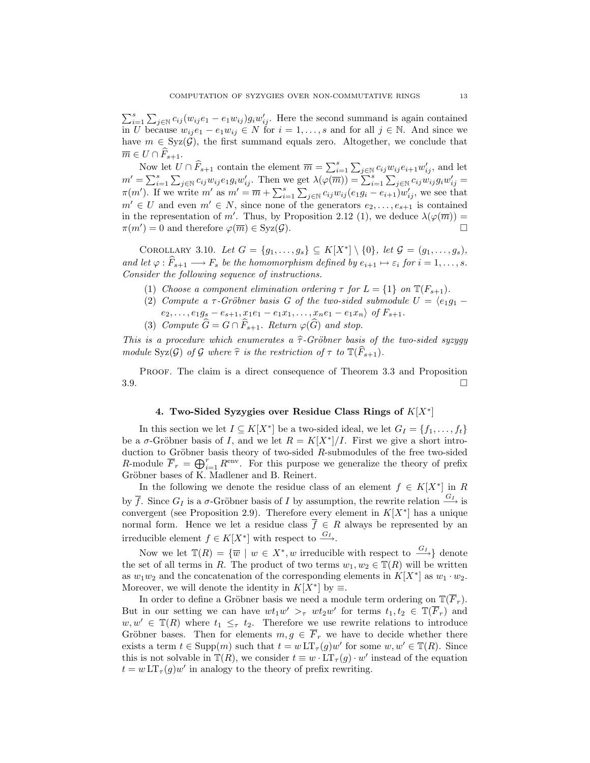$\sum_{i=1}^{s}\sum_{j\in\mathbb{N}} c_{ij}(w_{ij}e_1 - e_1 w_{ij})g_i w'_{ij}$. Here the second summand is again contained in $U$ because $w_{ij}e_1 - e_1 w_{ij} \in N$ for $i = 1,\dots,s$ and for all $j \in \mathbb{N}$. And since we have $m \in \operatorname{Syz}(\mathcal{G})$, the first summand equals zero. Altogether, we conclude that $\overline{m} \in U \cap \widehat{F}_{s+1}$.

Now let $U \cap \widehat{F}_{s+1}$ contain the element $\overline{m} = \sum_{i=1}^{s}\sum_{j\in\mathbb{N}} c_{ij}w_{ij}e_{i+1}w'_{ij}$, and let $m' = \sum_{i=1}^{s}\sum_{j\in\mathbb{N}} c_{ij}w_{ij}e_1 g_i w'_{ij}$. Then we get $\lambda(\varphi(\overline{m})) = \sum_{i=1}^{s}\sum_{j\in\mathbb{N}} c_{ij}w_{ij}g_i w'_{ij} = \pi(m')$. If we write $m'$ as $m' = \overline{m} + \sum_{i=1}^{s}\sum_{j\in\mathbb{N}} c_{ij}w_{ij}(e_1 g_i - e_{i+1})w'_{ij}$, we see that $m' \in U$ and even $m' \in N$, since none of the generators $e_2,\dots,e_{s+1}$ is contained in the representation of $m'$. Thus, by Proposition 2.12 (1), we deduce $\lambda(\varphi(\overline{m})) = \pi(m') = 0$ and therefore $\varphi(\overline{m}) \in \operatorname{Syz}(\mathcal{G})$. $\square$

Corollary 3.10. *Let $G = \{g_1,\dots,g_s\} \subseteq K[X^*]\setminus\{0\}$, let $\mathcal{G} = (g_1,\dots,g_s)$, and let $\varphi : \widehat{F}_{s+1} \longrightarrow F_s$ be the homomorphism defined by $e_{i+1} \mapsto \varepsilon_i$ for $i = 1,\dots,s$. Consider the following sequence of instructions.*

1. *Choose a component elimination ordering $\tau$ for $L = \{1\}$ on $\mathbb{T}(F_{s+1})$.*
2. *Compute a $\tau$-Gröbner basis $G$ of the two-sided submodule $U = \langle e_1 g_1 - e_2,\dots,e_1 g_s - e_{s+1}, x_1 e_1 - e_1 x_1,\dots,x_n e_1 - e_1 x_n\rangle$ of $F_{s+1}$.*
3. *Compute $\widehat{G} = G \cap \widehat{F}_{s+1}$. Return $\varphi(\widehat{G})$ and stop.*

*This is a procedure which enumerates a $\widehat{\tau}$-Gröbner basis of the two-sided syzygy module $\operatorname{Syz}(\mathcal{G})$ of $\mathcal{G}$ where $\widehat{\tau}$ is the restriction of $\tau$ to $\mathbb{T}(\widehat{F}_{s+1})$.*

Proof. The claim is a direct consequence of Theorem 3.3 and Proposition 3.9. $\square$

## 4. Two-Sided Syzygies over Residue Class Rings of $K[X^*]$

In this section we let $I \subseteq K[X^*]$ be a two-sided ideal, we let $G_I = \{f_1,\dots,f_t\}$ be a $\sigma$-Gröbner basis of $I$, and we let $R = K[X^*]/I$. First we give a short introduction to Gröbner basis theory of two-sided $R$-submodules of the free two-sided $R$-module $\overline{F}_r = \bigoplus_{i=1}^{r} R^{\mathrm{env}}$. For this purpose we generalize the theory of prefix Gröbner bases of K. Madlener and B. Reinert.

In the following we denote the residue class of an element $f \in K[X^*]$ in $R$ by $\overline{f}$. Since $G_I$ is a $\sigma$-Gröbner basis of $I$ by assumption, the rewrite relation $\xrightarrow{G_I}$ is convergent (see Proposition 2.9). Therefore every element in $K[X^*]$ has a unique normal form. Hence we let a residue class $\overline{f} \in R$ always be represented by an irreducible element $f \in K[X^*]$ with respect to $\xrightarrow{G_I}$.

Now we let $\mathbb{T}(R) = \{\overline{w} \mid w \in X^*, w \text{ irreducible with respect to } \xrightarrow{G_I}\}$ denote the set of all terms in $R$. The product of two terms $w_1, w_2 \in \mathbb{T}(R)$ will be written as $w_1 w_2$ and the concatenation of the corresponding elements in $K[X^*]$ as $w_1 \cdot w_2$. Moreover, we will denote the identity in $K[X^*]$ by $\equiv$.

In order to define a Gröbner basis we need a module term ordering on $\mathbb{T}(\overline{F}_r)$. But in our setting we can have $wt_1w' >_\tau wt_2w'$ for terms $t_1, t_2 \in \mathbb{T}(\overline{F}_r)$ and $w, w' \in \mathbb{T}(R)$ where $t_1 \leq_\tau t_2$. Therefore we use rewrite relations to introduce Gröbner bases. Then for elements $m, g \in \overline{F}_r$ we have to decide whether there exists a term $t \in \operatorname{Supp}(m)$ such that $t = w\,\mathrm{LT}_\tau(g)w'$ for some $w, w' \in \mathbb{T}(R)$. Since this is not solvable in $\mathbb{T}(R)$, we consider $t \equiv w \cdot \mathrm{LT}_\tau(g) \cdot w'$ instead of the equation $t = w\,\mathrm{LT}_\tau(g)w'$ in analogy to the theory of prefix rewriting.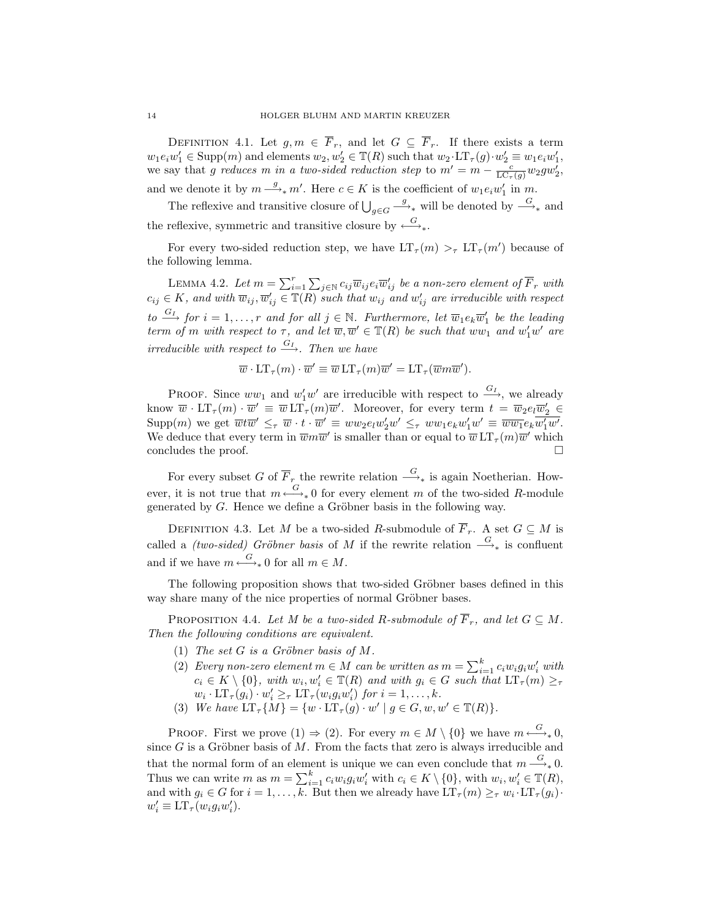Definition 4.1. Let $g, m \in \overline{F}_r$, and let $G \subseteq \overline{F}_r$. If there exists a term $w_1 e_i w_1' \in \operatorname{Supp}(m)$ and elements $w_2, w_2' \in \mathbb{T}(R)$ such that $w_2 \cdot \operatorname{LT}_\tau(g) \cdot w_2' \equiv w_1 e_i w_1'$, we say that $g$ *reduces $m$ in a two-sided reduction step* to $m' = m - \frac{c}{\operatorname{LC}_\tau(g)} w_2 g w_2'$, and we denote it by $m \xrightarrow{g}_* m'$. Here $c \in K$ is the coefficient of $w_1 e_i w_1'$ in $m$.

The reflexive and transitive closure of $\bigcup_{g \in G} \xrightarrow{g}_*$ will be denoted by $\xrightarrow{G}_*$ and the reflexive, symmetric and transitive closure by $\xleftrightarrow{G}_*$.

For every two-sided reduction step, we have $\operatorname{LT}_\tau(m) >_\tau \operatorname{LT}_\tau(m')$ because of the following lemma.

Lemma 4.2. *Let $m = \sum_{i=1}^r \sum_{j \in \mathbb{N}} c_{ij} \overline{w}_{ij} e_i \overline{w}'_{ij}$ be a non-zero element of $\overline{F}_r$ with $c_{ij} \in K$, and with $\overline{w}_{ij}, \overline{w}'_{ij} \in \mathbb{T}(R)$ such that $w_{ij}$ and $w'_{ij}$ are irreducible with respect to $\xrightarrow{G_I}$ for $i = 1, \dots, r$ and for all $j \in \mathbb{N}$. Furthermore, let $\overline{w}_1 e_k \overline{w}'_1$ be the leading term of $m$ with respect to $\tau$, and let $\overline{w}, \overline{w}' \in \mathbb{T}(R)$ be such that $ww_1$ and $w_1'w'$ are irreducible with respect to $\xrightarrow{G_I}$. Then we have*

$$\overline{w} \cdot \operatorname{LT}_\tau(m) \cdot \overline{w}' \equiv \overline{w} \operatorname{LT}_\tau(m) \overline{w}' = \operatorname{LT}_\tau(\overline{w} m \overline{w}').$$

Proof. Since $ww_1$ and $w_1'w'$ are irreducible with respect to $\xrightarrow{G_I}$, we already know $\overline{w} \cdot \operatorname{LT}_\tau(m) \cdot \overline{w}' \equiv \overline{w} \operatorname{LT}_\tau(m) \overline{w}'$. Moreover, for every term $t = \overline{w}_2 e_l \overline{w}'_2 \in \operatorname{Supp}(m)$ we get $\overline{w} t \overline{w}' \leq_\tau \overline{w} \cdot t \cdot \overline{w}' \equiv w w_2 e_l w_2' w' \leq_\tau w w_1 e_k w_1' w' \equiv \overline{w w_1} e_k \overline{w_1' w'}$. We deduce that every term in $\overline{w} m \overline{w}'$ is smaller than or equal to $\overline{w} \operatorname{LT}_\tau(m) \overline{w}'$ which concludes the proof. $\square$

For every subset $G$ of $\overline{F}_r$ the rewrite relation $\xrightarrow{G}_*$ is again Noetherian. However, it is not true that $m \xleftrightarrow{G}_* 0$ for every element $m$ of the two-sided $R$-module generated by $G$. Hence we define a Gröbner basis in the following way.

Definition 4.3. Let $M$ be a two-sided $R$-submodule of $\overline{F}_r$. A set $G \subseteq M$ is called a *(two-sided) Gröbner basis* of $M$ if the rewrite relation $\xrightarrow{G}_*$ is confluent and if we have $m \xleftrightarrow{G}_* 0$ for all $m \in M$.

The following proposition shows that two-sided Gröbner bases defined in this way share many of the nice properties of normal Gröbner bases.

Proposition 4.4. *Let $M$ be a two-sided $R$-submodule of $\overline{F}_r$, and let $G \subseteq M$. Then the following conditions are equivalent.*

1. *The set $G$ is a Gröbner basis of $M$.*
2. *Every non-zero element $m \in M$ can be written as $m = \sum_{i=1}^k c_i w_i g_i w_i'$ with $c_i \in K \setminus \{0\}$, with $w_i, w_i' \in \mathbb{T}(R)$ and with $g_i \in G$ such that $\operatorname{LT}_\tau(m) \geq_\tau w_i \cdot \operatorname{LT}_\tau(g_i) \cdot w_i' \geq_\tau \operatorname{LT}_\tau(w_i g_i w_i')$ for $i = 1, \dots, k$.*
3. *We have $\operatorname{LT}_\tau\{M\} = \{w \cdot \operatorname{LT}_\tau(g) \cdot w' \mid g \in G, w, w' \in \mathbb{T}(R)\}$.*

Proof. First we prove (1) $\Rightarrow$ (2). For every $m \in M \setminus \{0\}$ we have $m \xleftrightarrow{G}_* 0$, since $G$ is a Gröbner basis of $M$. From the facts that zero is always irreducible and that the normal form of an element is unique we can even conclude that $m \xrightarrow{G}_* 0$. Thus we can write $m$ as $m = \sum_{i=1}^k c_i w_i g_i w_i'$ with $c_i \in K \setminus \{0\}$, with $w_i, w_i' \in \mathbb{T}(R)$, and with $g_i \in G$ for $i = 1, \dots, k$. But then we already have $\operatorname{LT}_\tau(m) \geq_\tau w_i \cdot \operatorname{LT}_\tau(g_i) \cdot w_i' \equiv \operatorname{LT}_\tau(w_i g_i w_i')$.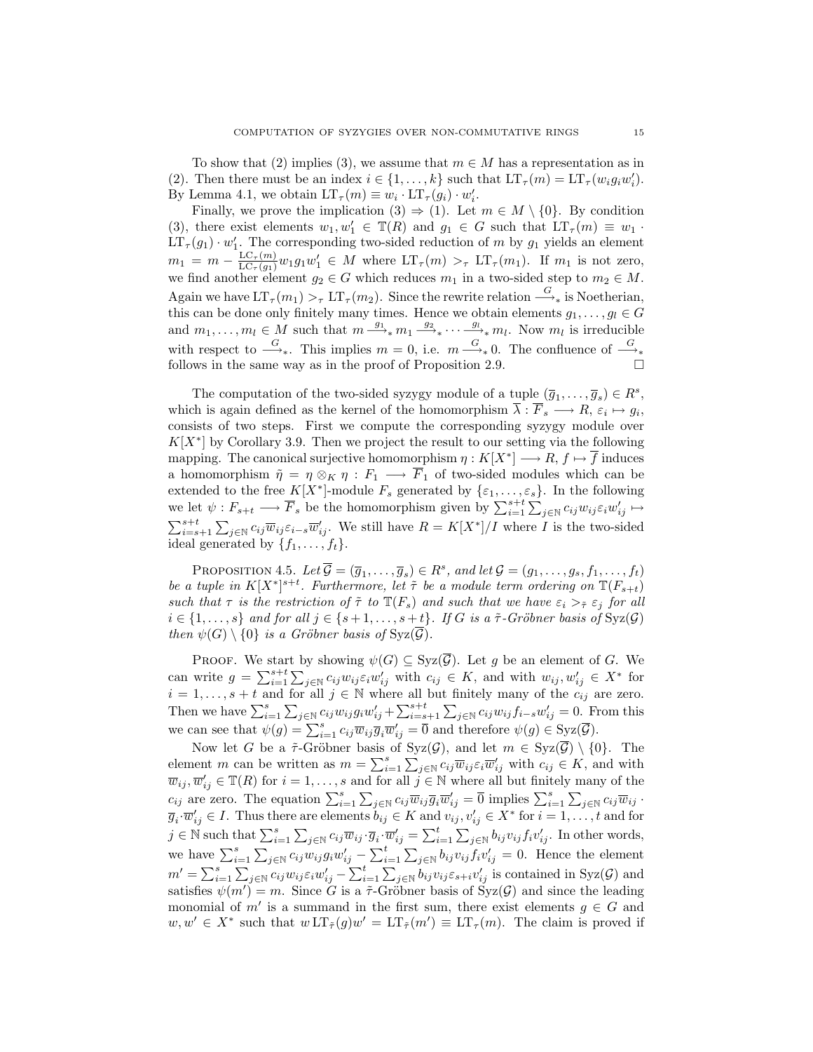To show that (2) implies (3), we assume that $m \in M$ has a representation as in (2). Then there must be an index $i \in \{1, \ldots, k\}$ such that $\mathrm{LT}_\tau(m) = \mathrm{LT}_\tau(w_i g_i w_i')$. By Lemma 4.1, we obtain $\mathrm{LT}_\tau(m) \equiv w_i \cdot \mathrm{LT}_\tau(g_i) \cdot w_i'$.

Finally, we prove the implication (3) $\Rightarrow$ (1). Let $m \in M \setminus \{0\}$. By condition (3), there exist elements $w_1, w_1' \in \mathbb{T}(R)$ and $g_1 \in G$ such that $\mathrm{LT}_\tau(m) \equiv w_1 \cdot \mathrm{LT}_\tau(g_1) \cdot w_1'$. The corresponding two-sided reduction of $m$ by $g_1$ yields an element $m_1 = m - \frac{\mathrm{LC}_\tau(m)}{\mathrm{LC}_\tau(g_1)} w_1 g_1 w_1' \in M$ where $\mathrm{LT}_\tau(m) >_\tau \mathrm{LT}_\tau(m_1)$. If $m_1$ is not zero, we find another element $g_2 \in G$ which reduces $m_1$ in a two-sided step to $m_2 \in M$. Again we have $\mathrm{LT}_\tau(m_1) >_\tau \mathrm{LT}_\tau(m_2)$. Since the rewrite relation $\xrightarrow{G}_*$ is Noetherian, this can be done only finitely many times. Hence we obtain elements $g_1, \ldots, g_l \in G$ and $m_1, \ldots, m_l \in M$ such that $m \xrightarrow{g_1}_* m_1 \xrightarrow{g_2}_* \cdots \xrightarrow{g_l}_* m_l$. Now $m_l$ is irreducible with respect to $\xrightarrow{G}_*$. This implies $m = 0$, i.e. $m \xrightarrow{G}_* 0$. The confluence of $\xrightarrow{G}_*$ follows in the same way as in the proof of Proposition 2.9. $\square$

The computation of the two-sided syzygy module of a tuple $(\overline{g}_1, \ldots, \overline{g}_s) \in R^s$, which is again defined as the kernel of the homomorphism $\overline{\lambda} : \overline{F}_s \longrightarrow R$, $\varepsilon_i \mapsto g_i$, consists of two steps. First we compute the corresponding syzygy module over $K[X^*]$ by Corollary 3.9. Then we project the result to our setting via the following mapping. The canonical surjective homomorphism $\eta : K[X^*] \longrightarrow R$, $f \mapsto \overline{f}$ induces a homomorphism $\tilde{\eta} = \eta \otimes_K \eta : F_1 \longrightarrow \overline{F}_1$ of two-sided modules which can be extended to the free $K[X^*]$-module $F_s$ generated by $\{\varepsilon_1, \ldots, \varepsilon_s\}$. In the following we let $\psi : F_{s+t} \longrightarrow \overline{F}_s$ be the homomorphism given by $\sum_{i=1}^{s+t} \sum_{j \in \mathbb{N}} c_{ij} w_{ij} \varepsilon_i w_{ij}' \mapsto \sum_{i=s+1}^{s+t} \sum_{j \in \mathbb{N}} c_{ij} \overline{w}_{ij} \varepsilon_{i-s} \overline{w}_{ij}'$. We still have $R = K[X^*]/I$ where $I$ is the two-sided ideal generated by $\{f_1, \ldots, f_t\}$.

Proposition 4.5. *Let $\overline{\mathcal{G}} = (\overline{g}_1, \ldots, \overline{g}_s) \in R^s$, and let $\mathcal{G} = (g_1, \ldots, g_s, f_1, \ldots, f_t)$ be a tuple in $K[X^*]^{s+t}$. Furthermore, let $\tilde{\tau}$ be a module term ordering on $\mathbb{T}(F_{s+t})$ such that $\tau$ is the restriction of $\tilde{\tau}$ to $\mathbb{T}(F_s)$ and such that we have $\varepsilon_i >_{\tilde{\tau}} \varepsilon_j$ for all $i \in \{1, \ldots, s\}$ and for all $j \in \{s+1, \ldots, s+t\}$. If $G$ is a $\tilde{\tau}$-Gröbner basis of $\mathrm{Syz}(\mathcal{G})$ then $\psi(G) \setminus \{0\}$ is a Gröbner basis of $\mathrm{Syz}(\overline{\mathcal{G}})$.*

Proof. We start by showing $\psi(G) \subseteq \mathrm{Syz}(\overline{\mathcal{G}})$. Let $g$ be an element of $G$. We can write $g = \sum_{i=1}^{s+t} \sum_{j \in \mathbb{N}} c_{ij} w_{ij} \varepsilon_i w_{ij}'$ with $c_{ij} \in K$, and with $w_{ij}, w_{ij}' \in X^*$ for $i = 1, \ldots, s+t$ and for all $j \in \mathbb{N}$ where all but finitely many of the $c_{ij}$ are zero. Then we have $\sum_{i=1}^{s} \sum_{j \in \mathbb{N}} c_{ij} w_{ij} g_i w_{ij}' + \sum_{i=s+1}^{s+t} \sum_{j \in \mathbb{N}} c_{ij} w_{ij} f_{i-s} w_{ij}' = 0$. From this we can see that $\psi(g) = \sum_{i=1}^{s} c_{ij} \overline{w}_{ij} \overline{g}_i \overline{w}_{ij}' = \overline{0}$ and therefore $\psi(g) \in \mathrm{Syz}(\overline{\mathcal{G}})$.

Now let $G$ be a $\tilde{\tau}$-Gröbner basis of $\mathrm{Syz}(\mathcal{G})$, and let $m \in \mathrm{Syz}(\overline{\mathcal{G}}) \setminus \{0\}$. The element $m$ can be written as $m = \sum_{i=1}^{s} \sum_{j \in \mathbb{N}} c_{ij} \overline{w}_{ij} \varepsilon_i \overline{w}_{ij}'$ with $c_{ij} \in K$, and with $\overline{w}_{ij}, \overline{w}_{ij}' \in \mathbb{T}(R)$ for $i = 1, \ldots, s$ and for all $j \in \mathbb{N}$ where all but finitely many of the $c_{ij}$ are zero. The equation $\sum_{i=1}^{s} \sum_{j \in \mathbb{N}} c_{ij} \overline{w}_{ij} \overline{g}_i \overline{w}_{ij}' = \overline{0}$ implies $\sum_{i=1}^{s} \sum_{j \in \mathbb{N}} c_{ij} \overline{w}_{ij} \cdot \overline{g}_i \cdot \overline{w}_{ij}' \in I$. Thus there are elements $b_{ij} \in K$ and $v_{ij}, v_{ij}' \in X^*$ for $i = 1, \ldots, t$ and for $j \in \mathbb{N}$ such that $\sum_{i=1}^{s} \sum_{j \in \mathbb{N}} c_{ij} \overline{w}_{ij} \cdot \overline{g}_i \cdot \overline{w}_{ij}' = \sum_{i=1}^{t} \sum_{j \in \mathbb{N}} b_{ij} v_{ij} f_i v_{ij}'$. In other words, we have $\sum_{i=1}^{s} \sum_{j \in \mathbb{N}} c_{ij} w_{ij} g_i w_{ij}' - \sum_{i=1}^{t} \sum_{j \in \mathbb{N}} b_{ij} v_{ij} f_i v_{ij}' = 0$. Hence the element $m' = \sum_{i=1}^{s} \sum_{j \in \mathbb{N}} c_{ij} w_{ij} \varepsilon_i w_{ij}' - \sum_{i=1}^{t} \sum_{j \in \mathbb{N}} b_{ij} v_{ij} \varepsilon_{s+i} v_{ij}'$ is contained in $\mathrm{Syz}(\mathcal{G})$ and satisfies $\psi(m') = m$. Since $G$ is a $\tilde{\tau}$-Gröbner basis of $\mathrm{Syz}(\mathcal{G})$ and since the leading monomial of $m'$ is a summand in the first sum, there exist elements $g \in G$ and $w, w' \in X^*$ such that $w \, \mathrm{LT}_{\tilde{\tau}}(g) w' = \mathrm{LT}_{\tilde{\tau}}(m') \equiv \mathrm{LT}_\tau(m)$. The claim is proved if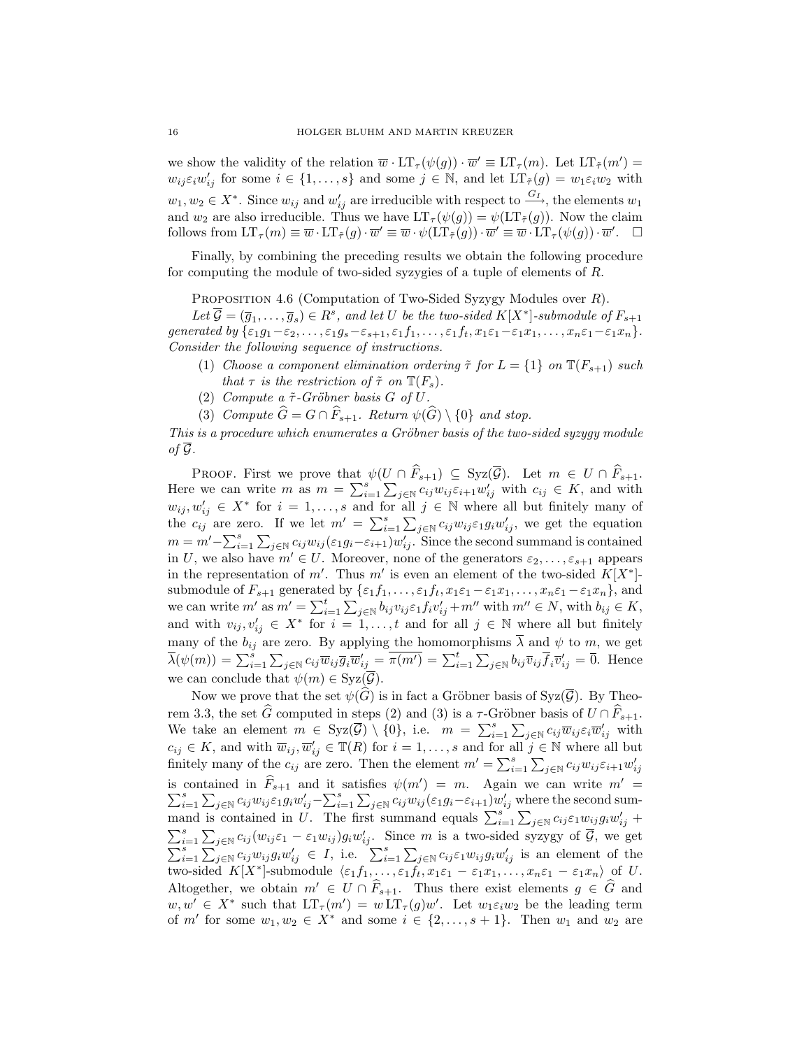we show the validity of the relation $\overline{w} \cdot \mathrm{LT}_\tau(\psi(g)) \cdot \overline{w}' \equiv \mathrm{LT}_\tau(m)$. Let $\mathrm{LT}_{\tilde\tau}(m') = w_{ij}\varepsilon_i w'_{ij}$ for some $i \in \{1,\dots,s\}$ and some $j \in \mathbb{N}$, and let $\mathrm{LT}_{\tilde\tau}(g) = w_1\varepsilon_i w_2$ with $w_1, w_2 \in X^*$. Since $w_{ij}$ and $w'_{ij}$ are irreducible with respect to $\xrightarrow{G_I}$, the elements $w_1$ and $w_2$ are also irreducible. Thus we have $\mathrm{LT}_\tau(\psi(g)) = \psi(\mathrm{LT}_{\tilde\tau}(g))$. Now the claim follows from $\mathrm{LT}_\tau(m) \equiv \overline{w} \cdot \mathrm{LT}_{\tilde\tau}(g) \cdot \overline{w}' \equiv \overline{w} \cdot \psi(\mathrm{LT}_{\tilde\tau}(g)) \cdot \overline{w}' \equiv \overline{w} \cdot \mathrm{LT}_\tau(\psi(g)) \cdot \overline{w}'$. $\square$

Finally, by combining the preceding results we obtain the following procedure for computing the module of two-sided syzygies of a tuple of elements of $R$.

Proposition 4.6 (Computation of Two-Sided Syzygy Modules over $R$).
*Let $\overline{\mathcal{G}} = (\overline{g}_1, \dots, \overline{g}_s) \in R^s$, and let $U$ be the two-sided $K[X^*]$-submodule of $F_{s+1}$ generated by $\{\varepsilon_1 g_1 - \varepsilon_2, \dots, \varepsilon_1 g_s - \varepsilon_{s+1}, \varepsilon_1 f_1, \dots, \varepsilon_1 f_t, x_1\varepsilon_1 - \varepsilon_1 x_1, \dots, x_n\varepsilon_1 - \varepsilon_1 x_n\}$. Consider the following sequence of instructions.*

1. *Choose a component elimination ordering $\tilde\tau$ for $L = \{1\}$ on $\mathbb{T}(F_{s+1})$ such that $\tau$ is the restriction of $\tilde\tau$ on $\mathbb{T}(F_s)$.*
2. *Compute a $\tilde\tau$-Gröbner basis $G$ of $U$.*
3. *Compute $\widehat{G} = G \cap \widehat{F}_{s+1}$. Return $\psi(\widehat{G}) \setminus \{0\}$ and stop.*

*This is a procedure which enumerates a Gröbner basis of the two-sided syzygy module of $\overline{\mathcal{G}}$.*

Proof. First we prove that $\psi(U \cap \widehat{F}_{s+1}) \subseteq \mathrm{Syz}(\overline{\mathcal{G}})$. Let $m \in U \cap \widehat{F}_{s+1}$. Here we can write $m$ as $m = \sum_{i=1}^s \sum_{j\in\mathbb{N}} c_{ij} w_{ij} \varepsilon_{i+1} w'_{ij}$ with $c_{ij} \in K$, and with $w_{ij}, w'_{ij} \in X^*$ for $i = 1,\dots,s$ and for all $j \in \mathbb{N}$ where all but finitely many of the $c_{ij}$ are zero. If we let $m' = \sum_{i=1}^s \sum_{j\in\mathbb{N}} c_{ij} w_{ij} \varepsilon_1 g_i w'_{ij}$, we get the equation $m = m' - \sum_{i=1}^s \sum_{j\in\mathbb{N}} c_{ij} w_{ij}(\varepsilon_1 g_i - \varepsilon_{i+1}) w'_{ij}$. Since the second summand is contained in $U$, we also have $m' \in U$. Moreover, none of the generators $\varepsilon_2, \dots, \varepsilon_{s+1}$ appears in the representation of $m'$. Thus $m'$ is even an element of the two-sided $K[X^*]$-submodule of $F_{s+1}$ generated by $\{\varepsilon_1 f_1, \dots, \varepsilon_1 f_t, x_1\varepsilon_1 - \varepsilon_1 x_1, \dots, x_n\varepsilon_1 - \varepsilon_1 x_n\}$, and we can write $m'$ as $m' = \sum_{i=1}^t \sum_{j\in\mathbb{N}} b_{ij} v_{ij} \varepsilon_1 f_i v'_{ij} + m''$ with $m'' \in N$, with $b_{ij} \in K$, and with $v_{ij}, v'_{ij} \in X^*$ for $i = 1,\dots,t$ and for all $j \in \mathbb{N}$ where all but finitely many of the $b_{ij}$ are zero. By applying the homomorphisms $\overline{\lambda}$ and $\psi$ to $m$, we get $\overline{\lambda}(\psi(m)) = \sum_{i=1}^s \sum_{j\in\mathbb{N}} c_{ij} \overline{w}_{ij} \overline{g}_i \overline{w}'_{ij} = \overline{\pi(m')} = \sum_{i=1}^t \sum_{j\in\mathbb{N}} b_{ij} \overline{v}_{ij} \overline{f}_i \overline{v}'_{ij} = \overline{0}$. Hence we can conclude that $\psi(m) \in \mathrm{Syz}(\overline{\mathcal{G}})$.

Now we prove that the set $\psi(\widehat{G})$ is in fact a Gröbner basis of $\mathrm{Syz}(\overline{\mathcal{G}})$. By Theorem 3.3, the set $\widehat{G}$ computed in steps (2) and (3) is a $\tau$-Gröbner basis of $U \cap \widehat{F}_{s+1}$. We take an element $m \in \mathrm{Syz}(\overline{\mathcal{G}}) \setminus \{0\}$, i.e. $m = \sum_{i=1}^s \sum_{j\in\mathbb{N}} c_{ij} \overline{w}_{ij} \varepsilon_i \overline{w}'_{ij}$ with $c_{ij} \in K$, and with $\overline{w}_{ij}, \overline{w}'_{ij} \in \mathbb{T}(R)$ for $i = 1,\dots,s$ and for all $j \in \mathbb{N}$ where all but finitely many of the $c_{ij}$ are zero. Then the element $m' = \sum_{i=1}^s \sum_{j\in\mathbb{N}} c_{ij} w_{ij} \varepsilon_{i+1} w'_{ij}$ is contained in $\widehat{F}_{s+1}$ and it satisfies $\psi(m') = m$. Again we can write $m' = \sum_{i=1}^s \sum_{j\in\mathbb{N}} c_{ij} w_{ij} \varepsilon_1 g_i w'_{ij} - \sum_{i=1}^s \sum_{j\in\mathbb{N}} c_{ij} w_{ij} (\varepsilon_1 g_i - \varepsilon_{i+1}) w'_{ij}$ where the second summand is contained in $U$. The first summand equals $\sum_{i=1}^s \sum_{j\in\mathbb{N}} c_{ij} \varepsilon_1 w_{ij} g_i w'_{ij} + \sum_{i=1}^s \sum_{j\in\mathbb{N}} c_{ij} (w_{ij}\varepsilon_1 - \varepsilon_1 w_{ij}) g_i w'_{ij}$. Since $m$ is a two-sided syzygy of $\overline{\mathcal{G}}$, we get $\sum_{i=1}^s \sum_{j\in\mathbb{N}} c_{ij} w_{ij} g_i w'_{ij} \in I$, i.e. $\sum_{i=1}^s \sum_{j\in\mathbb{N}} c_{ij} \varepsilon_1 w_{ij} g_i w'_{ij}$ is an element of the two-sided $K[X^*]$-submodule $\langle \varepsilon_1 f_1, \dots, \varepsilon_1 f_t, x_1\varepsilon_1 - \varepsilon_1 x_1, \dots, x_n\varepsilon_1 - \varepsilon_1 x_n \rangle$ of $U$. Altogether, we obtain $m' \in U \cap \widehat{F}_{s+1}$. Thus there exist elements $g \in \widehat{G}$ and $w, w' \in X^*$ such that $\mathrm{LT}_\tau(m') = w\,\mathrm{LT}_\tau(g) w'$. Let $w_1\varepsilon_i w_2$ be the leading term of $m'$ for some $w_1, w_2 \in X^*$ and some $i \in \{2, \dots, s+1\}$. Then $w_1$ and $w_2$ are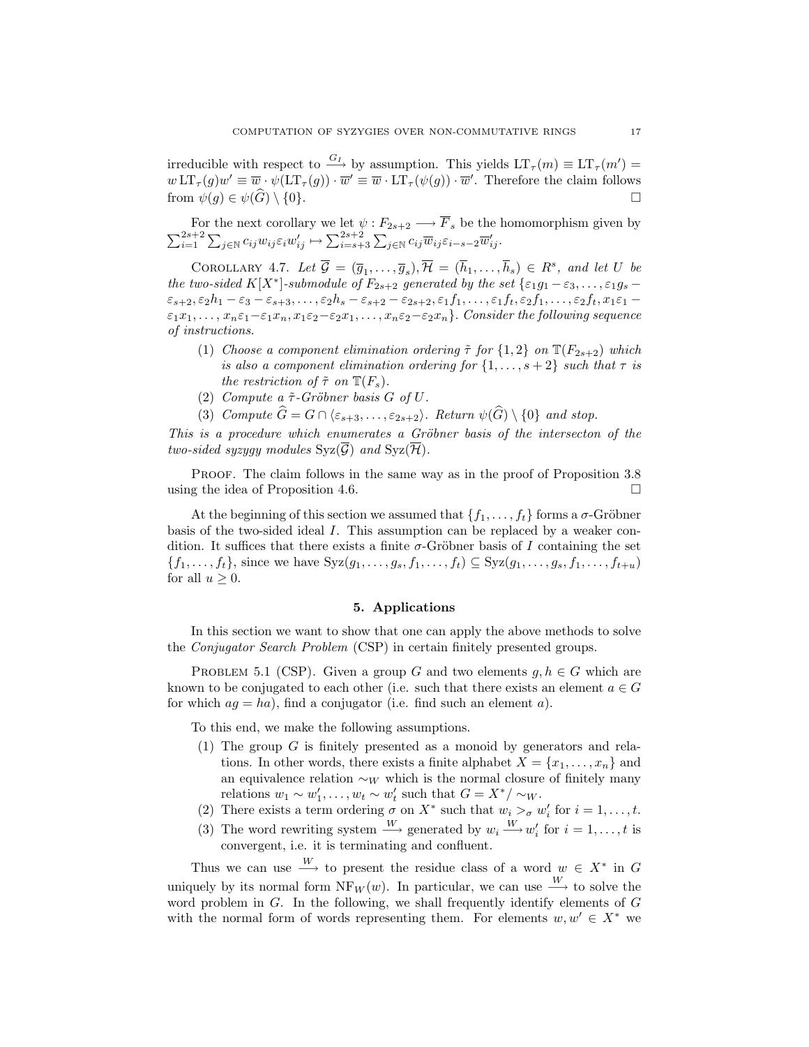irreducible with respect to $\xrightarrow{G_I}$ by assumption. This yields $\mathrm{LT}_\tau(m) \equiv \mathrm{LT}_\tau(m') = w\,\mathrm{LT}_\tau(g)w' \equiv \overline{w} \cdot \psi(\mathrm{LT}_\tau(g)) \cdot \overline{w}' \equiv \overline{w} \cdot \mathrm{LT}_\tau(\psi(g)) \cdot \overline{w}'$. Therefore the claim follows from $\psi(g) \in \psi(\widehat{G}) \setminus \{0\}$. □

For the next corollary we let $\psi : F_{2s+2} \longrightarrow \overline{F}_s$ be the homomorphism given by $\sum_{i=1}^{2s+2} \sum_{j\in\mathbb{N}} c_{ij} w_{ij} \varepsilon_i w'_{ij} \mapsto \sum_{i=s+3}^{2s+2} \sum_{j\in\mathbb{N}} c_{ij} \overline{w}_{ij} \varepsilon_{i-s-2} \overline{w}'_{ij}$.

Corollary 4.7. *Let $\overline{\mathcal{G}} = (\overline{g}_1, \ldots, \overline{g}_s), \overline{\mathcal{H}} = (\overline{h}_1, \ldots, \overline{h}_s) \in R^s$, and let $U$ be the two-sided $K[X^*]$-submodule of $F_{2s+2}$ generated by the set $\{\varepsilon_1 g_1 - \varepsilon_3, \ldots, \varepsilon_1 g_s - \varepsilon_{s+2}, \varepsilon_2 h_1 - \varepsilon_3 - \varepsilon_{s+3}, \ldots, \varepsilon_2 h_s - \varepsilon_{s+2} - \varepsilon_{2s+2}, \varepsilon_1 f_1, \ldots, \varepsilon_1 f_t, \varepsilon_2 f_1, \ldots, \varepsilon_2 f_t, x_1\varepsilon_1 - \varepsilon_1 x_1, \ldots, x_n\varepsilon_1 - \varepsilon_1 x_n, x_1\varepsilon_2 - \varepsilon_2 x_1, \ldots, x_n\varepsilon_2 - \varepsilon_2 x_n\}$. Consider the following sequence of instructions.*

1. *Choose a component elimination ordering $\tilde{\tau}$ for $\{1,2\}$ on $\mathbb{T}(F_{2s+2})$ which is also a component elimination ordering for $\{1, \ldots, s+2\}$ such that $\tau$ is the restriction of $\tilde{\tau}$ on $\mathbb{T}(F_s)$.*
2. *Compute a $\tilde{\tau}$-Gröbner basis $G$ of $U$.*
3. *Compute $\widehat{G} = G \cap \langle \varepsilon_{s+3}, \ldots, \varepsilon_{2s+2}\rangle$. Return $\psi(\widehat{G}) \setminus \{0\}$ and stop.*

*This is a procedure which enumerates a Gröbner basis of the intersecton of the two-sided syzygy modules $\mathrm{Syz}(\overline{\mathcal{G}})$ and $\mathrm{Syz}(\overline{\mathcal{H}})$.*

Proof. The claim follows in the same way as in the proof of Proposition 3.8 using the idea of Proposition 4.6. □

At the beginning of this section we assumed that $\{f_1, \ldots, f_t\}$ forms a $\sigma$-Gröbner basis of the two-sided ideal $I$. This assumption can be replaced by a weaker condition. It suffices that there exists a finite $\sigma$-Gröbner basis of $I$ containing the set $\{f_1, \ldots, f_t\}$, since we have $\mathrm{Syz}(g_1, \ldots, g_s, f_1, \ldots, f_t) \subseteq \mathrm{Syz}(g_1, \ldots, g_s, f_1, \ldots, f_{t+u})$ for all $u \geq 0$.

## 5. Applications

In this section we want to show that one can apply the above methods to solve the *Conjugator Search Problem* (CSP) in certain finitely presented groups.

Problem 5.1 (CSP). Given a group $G$ and two elements $g, h \in G$ which are known to be conjugated to each other (i.e. such that there exists an element $a \in G$ for which $ag = ha$), find a conjugator (i.e. find such an element $a$).

To this end, we make the following assumptions.

1. The group $G$ is finitely presented as a monoid by generators and relations. In other words, there exists a finite alphabet $X = \{x_1, \ldots, x_n\}$ and an equivalence relation $\sim_W$ which is the normal closure of finitely many relations $w_1 \sim w'_1, \ldots, w_t \sim w'_t$ such that $G = X^*/\sim_W$.
2. There exists a term ordering $\sigma$ on $X^*$ such that $w_i >_\sigma w'_i$ for $i = 1, \ldots, t$.
3. The word rewriting system $\xrightarrow{W}$ generated by $w_i \xrightarrow{W} w'_i$ for $i = 1, \ldots, t$ is convergent, i.e. it is terminating and confluent.

Thus we can use $\xrightarrow{W}$ to present the residue class of a word $w \in X^*$ in $G$ uniquely by its normal form $\mathrm{NF}_W(w)$. In particular, we can use $\xrightarrow{W}$ to solve the word problem in $G$. In the following, we shall frequently identify elements of $G$ with the normal form of words representing them. For elements $w, w' \in X^*$ we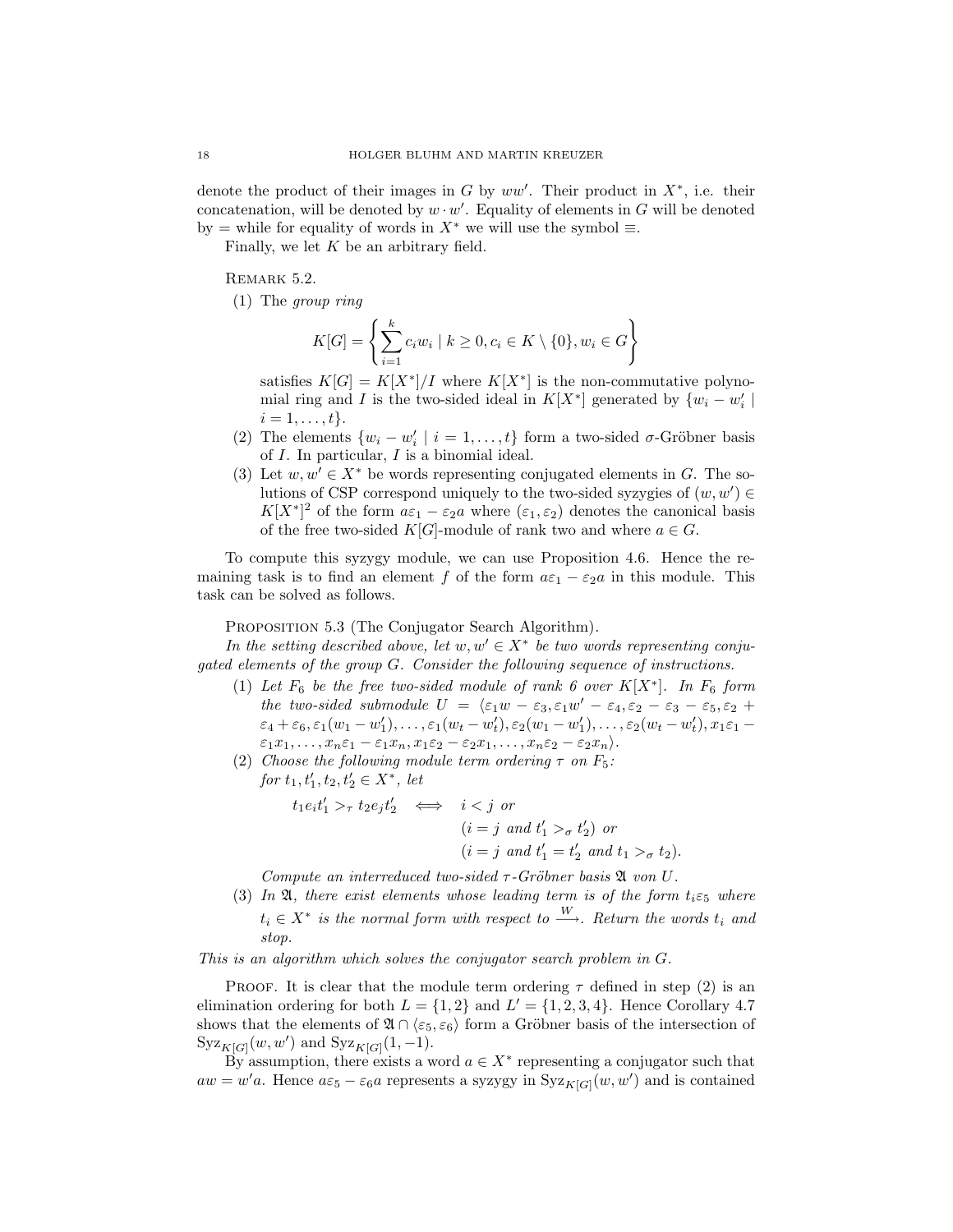denote the product of their images in $G$ by $ww'$. Their product in $X^*$, i.e. their concatenation, will be denoted by $w \cdot w'$. Equality of elements in $G$ will be denoted by $=$ while for equality of words in $X^*$ we will use the symbol $\equiv$.

Finally, we let $K$ be an arbitrary field.

Remark 5.2.

(1) The *group ring*

$$K[G] = \left\{ \sum_{i=1}^{k} c_i w_i \mid k \geq 0, c_i \in K \setminus \{0\}, w_i \in G \right\}$$

satisfies $K[G] = K[X^*]/I$ where $K[X^*]$ is the non-commutative polynomial ring and $I$ is the two-sided ideal in $K[X^*]$ generated by $\{w_i - w_i' \mid i = 1, \ldots, t\}$.

(2) The elements $\{w_i - w_i' \mid i = 1, \ldots, t\}$ form a two-sided $\sigma$-Gröbner basis of $I$. In particular, $I$ is a binomial ideal.

(3) Let $w, w' \in X^*$ be words representing conjugated elements in $G$. The solutions of CSP correspond uniquely to the two-sided syzygies of $(w, w') \in K[X^*]^2$ of the form $a\varepsilon_1 - \varepsilon_2 a$ where $(\varepsilon_1, \varepsilon_2)$ denotes the canonical basis of the free two-sided $K[G]$-module of rank two and where $a \in G$.

To compute this syzygy module, we can use Proposition 4.6. Hence the remaining task is to find an element $f$ of the form $a\varepsilon_1 - \varepsilon_2 a$ in this module. This task can be solved as follows.

Proposition 5.3 (The Conjugator Search Algorithm).
*In the setting described above, let $w, w' \in X^*$ be two words representing conjugated elements of the group $G$. Consider the following sequence of instructions.*

(1) *Let $F_6$ be the free two-sided module of rank 6 over $K[X^*]$. In $F_6$ form the two-sided submodule $U = \langle \varepsilon_1 w - \varepsilon_3, \varepsilon_1 w' - \varepsilon_4, \varepsilon_2 - \varepsilon_3 - \varepsilon_5, \varepsilon_2 + \varepsilon_4 + \varepsilon_6, \varepsilon_1(w_1 - w_1'), \ldots, \varepsilon_1(w_t - w_t'), \varepsilon_2(w_1 - w_1'), \ldots, \varepsilon_2(w_t - w_t'), x_1\varepsilon_1 - \varepsilon_1 x_1, \ldots, x_n\varepsilon_1 - \varepsilon_1 x_n, x_1\varepsilon_2 - \varepsilon_2 x_1, \ldots, x_n\varepsilon_2 - \varepsilon_2 x_n \rangle$.*

(2) *Choose the following module term ordering $\tau$ on $F_5$: for $t_1, t_1', t_2, t_2' \in X^*$, let*

$$\begin{aligned} t_1 e_i t_1' >_\tau t_2 e_j t_2' \iff\ & i < j \text{ or} \\ & (i = j \text{ and } t_1' >_\sigma t_2') \text{ or} \\ & (i = j \text{ and } t_1' = t_2' \text{ and } t_1 >_\sigma t_2). \end{aligned}$$

*Compute an interreduced two-sided $\tau$-Gröbner basis $\mathfrak{A}$ von $U$.*

(3) *In $\mathfrak{A}$, there exist elements whose leading term is of the form $t_i\varepsilon_5$ where $t_i \in X^*$ is the normal form with respect to $\xrightarrow{W}$. Return the words $t_i$ and stop.*

*This is an algorithm which solves the conjugator search problem in $G$.*

Proof. It is clear that the module term ordering $\tau$ defined in step (2) is an elimination ordering for both $L = \{1, 2\}$ and $L' = \{1, 2, 3, 4\}$. Hence Corollary 4.7 shows that the elements of $\mathfrak{A} \cap \langle \varepsilon_5, \varepsilon_6 \rangle$ form a Gröbner basis of the intersection of $\mathrm{Syz}_{K[G]}(w, w')$ and $\mathrm{Syz}_{K[G]}(1, -1)$.

By assumption, there exists a word $a \in X^*$ representing a conjugator such that $aw = w'a$. Hence $a\varepsilon_5 - \varepsilon_6 a$ represents a syzygy in $\mathrm{Syz}_{K[G]}(w, w')$ and is contained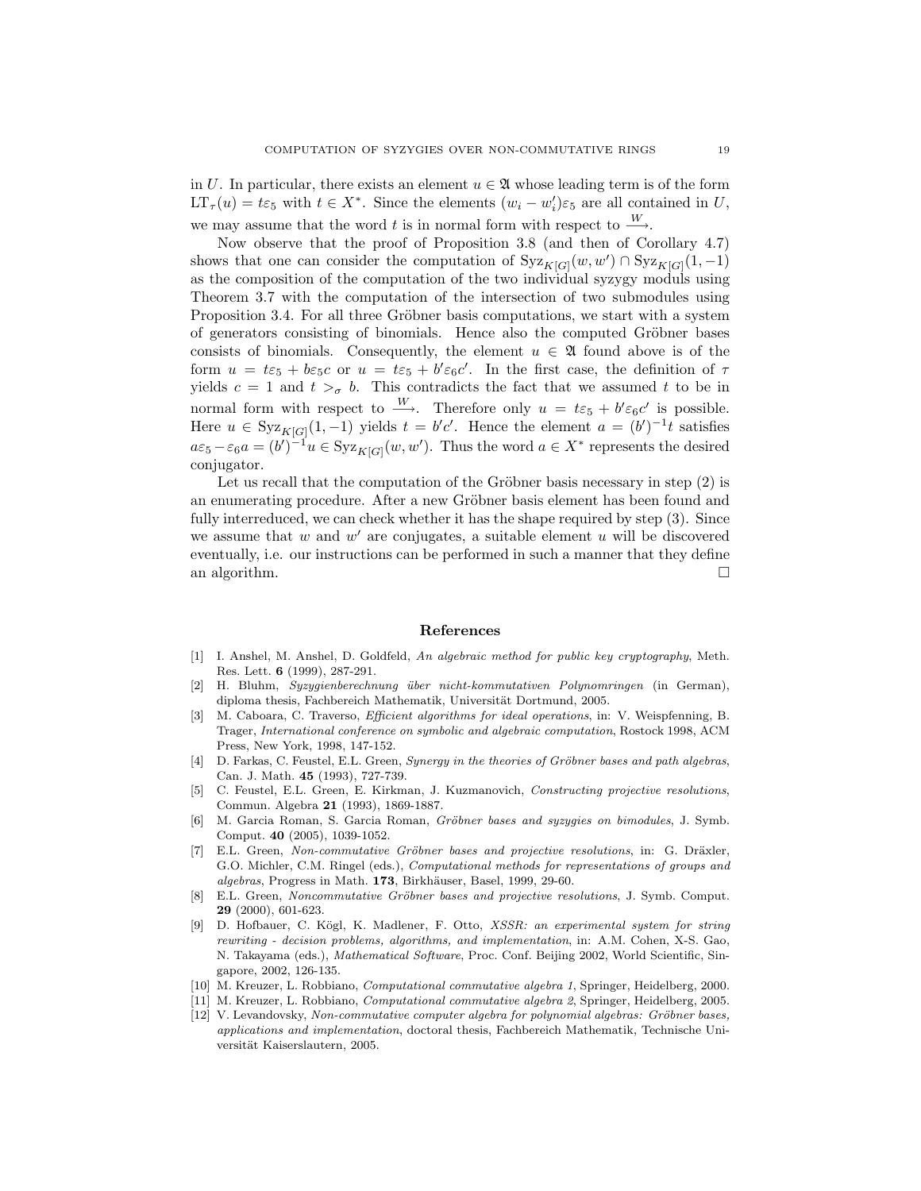in $U$. In particular, there exists an element $u \in \mathfrak{A}$ whose leading term is of the form $\mathrm{LT}_\tau(u) = t\varepsilon_5$ with $t \in X^*$. Since the elements $(w_i - w_i')\varepsilon_5$ are all contained in $U$, we may assume that the word $t$ is in normal form with respect to $\xrightarrow{W}$.

Now observe that the proof of Proposition 3.8 (and then of Corollary 4.7) shows that one can consider the computation of $\mathrm{Syz}_{K[G]}(w, w') \cap \mathrm{Syz}_{K[G]}(1, -1)$ as the composition of the computation of the two individual syzygy moduls using Theorem 3.7 with the computation of the intersection of two submodules using Proposition 3.4. For all three Gröbner basis computations, we start with a system of generators consisting of binomials. Hence also the computed Gröbner bases consists of binomials. Consequently, the element $u \in \mathfrak{A}$ found above is of the form $u = t\varepsilon_5 + b\varepsilon_5 c$ or $u = t\varepsilon_5 + b'\varepsilon_6 c'$. In the first case, the definition of $\tau$ yields $c = 1$ and $t >_\sigma b$. This contradicts the fact that we assumed $t$ to be in normal form with respect to $\xrightarrow{W}$. Therefore only $u = t\varepsilon_5 + b'\varepsilon_6 c'$ is possible. Here $u \in \mathrm{Syz}_{K[G]}(1, -1)$ yields $t = b'c'$. Hence the element $a = (b')^{-1}t$ satisfies $a\varepsilon_5 - \varepsilon_6 a = (b')^{-1}u \in \mathrm{Syz}_{K[G]}(w, w')$. Thus the word $a \in X^*$ represents the desired conjugator.

Let us recall that the computation of the Gröbner basis necessary in step (2) is an enumerating procedure. After a new Gröbner basis element has been found and fully interreduced, we can check whether it has the shape required by step (3). Since we assume that $w$ and $w'$ are conjugates, a suitable element $u$ will be discovered eventually, i.e. our instructions can be performed in such a manner that they define an algorithm. □

## References

[1] I. Anshel, M. Anshel, D. Goldfeld, *An algebraic method for public key cryptography*, Meth. Res. Lett. **6** (1999), 287-291.

[2] H. Bluhm, *Syzygienberechnung über nicht-kommutativen Polynomringen* (in German), diploma thesis, Fachbereich Mathematik, Universität Dortmund, 2005.

[3] M. Caboara, C. Traverso, *Efficient algorithms for ideal operations*, in: V. Weispfenning, B. Trager, *International conference on symbolic and algebraic computation*, Rostock 1998, ACM Press, New York, 1998, 147-152.

[4] D. Farkas, C. Feustel, E.L. Green, *Synergy in the theories of Gröbner bases and path algebras*, Can. J. Math. **45** (1993), 727-739.

[5] C. Feustel, E.L. Green, E. Kirkman, J. Kuzmanovich, *Constructing projective resolutions*, Commun. Algebra **21** (1993), 1869-1887.

[6] M. Garcia Roman, S. Garcia Roman, *Gröbner bases and syzygies on bimodules*, J. Symb. Comput. **40** (2005), 1039-1052.

[7] E.L. Green, *Non-commutative Gröbner bases and projective resolutions*, in: G. Dräxler, G.O. Michler, C.M. Ringel (eds.), *Computational methods for representations of groups and algebras*, Progress in Math. **173**, Birkhäuser, Basel, 1999, 29-60.

[8] E.L. Green, *Noncommutative Gröbner bases and projective resolutions*, J. Symb. Comput. **29** (2000), 601-623.

[9] D. Hofbauer, C. Kögl, K. Madlener, F. Otto, *XSSR: an experimental system for string rewriting - decision problems, algorithms, and implementation*, in: A.M. Cohen, X-S. Gao, N. Takayama (eds.), *Mathematical Software*, Proc. Conf. Beijing 2002, World Scientific, Singapore, 2002, 126-135.

[10] M. Kreuzer, L. Robbiano, *Computational commutative algebra 1*, Springer, Heidelberg, 2000.

[11] M. Kreuzer, L. Robbiano, *Computational commutative algebra 2*, Springer, Heidelberg, 2005.

[12] V. Levandovsky, *Non-commutative computer algebra for polynomial algebras: Gröbner bases, applications and implementation*, doctoral thesis, Fachbereich Mathematik, Technische Universität Kaiserslautern, 2005.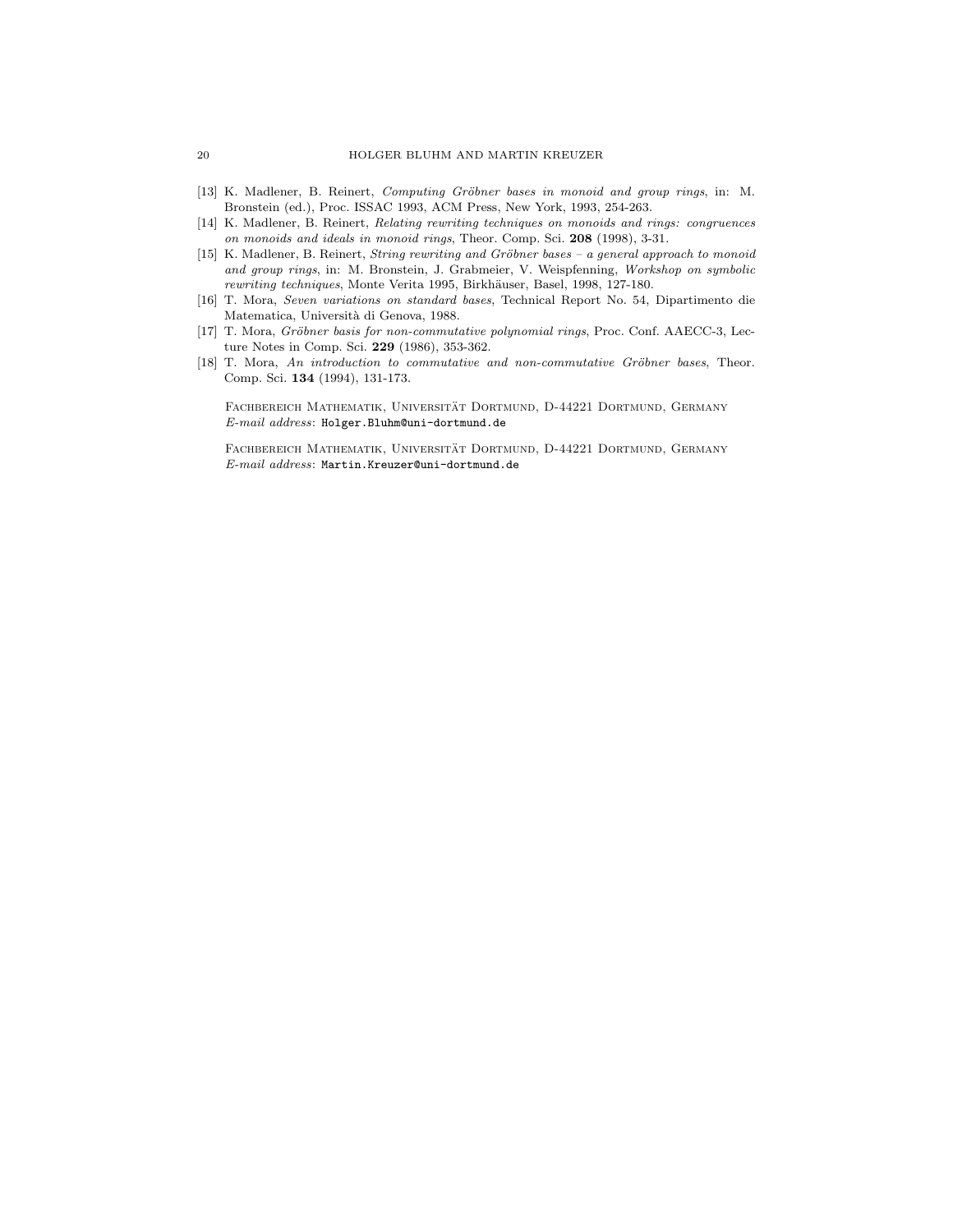[13] K. Madlener, B. Reinert, *Computing Gröbner bases in monoid and group rings*, in: M. Bronstein (ed.), Proc. ISSAC 1993, ACM Press, New York, 1993, 254-263.

[14] K. Madlener, B. Reinert, *Relating rewriting techniques on monoids and rings: congruences on monoids and ideals in monoid rings*, Theor. Comp. Sci. **208** (1998), 3-31.

[15] K. Madlener, B. Reinert, *String rewriting and Gröbner bases – a general approach to monoid and group rings*, in: M. Bronstein, J. Grabmeier, V. Weispfenning, *Workshop on symbolic rewriting techniques*, Monte Verita 1995, Birkhäuser, Basel, 1998, 127-180.

[16] T. Mora, *Seven variations on standard bases*, Technical Report No. 54, Dipartimento die Matematica, Università di Genova, 1988.

[17] T. Mora, *Gröbner basis for non-commutative polynomial rings*, Proc. Conf. AAECC-3, Lecture Notes in Comp. Sci. **229** (1986), 353-362.

[18] T. Mora, *An introduction to commutative and non-commutative Gröbner bases*, Theor. Comp. Sci. **134** (1994), 131-173.

Fachbereich Mathematik, Universität Dortmund, D-44221 Dortmund, Germany
*E-mail address*: `Holger.Bluhm@uni-dortmund.de`

Fachbereich Mathematik, Universität Dortmund, D-44221 Dortmund, Germany
*E-mail address*: `Martin.Kreuzer@uni-dortmund.de`